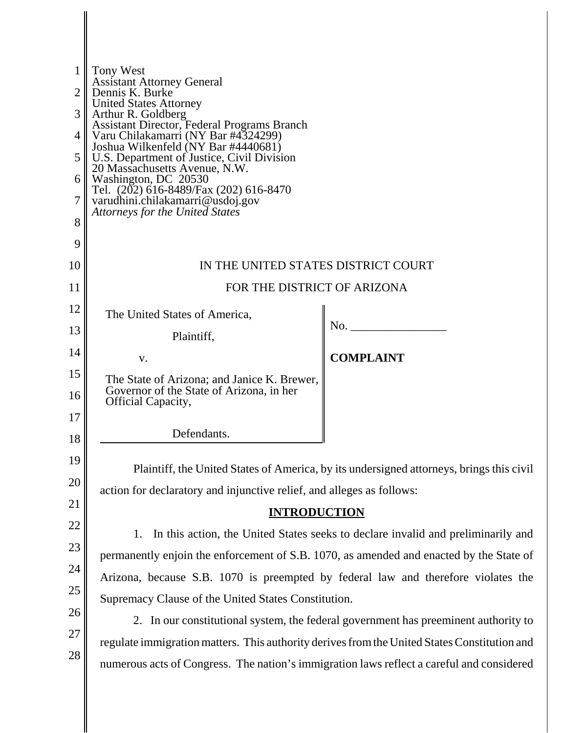Tony West
Assistant Attorney General
Dennis K. Burke
United States Attorney
Arthur R. Goldberg
Assistant Director, Federal Programs Branch
Varu Chilakamarri (NY Bar #4324299)
Joshua Wilkenfeld (NY Bar #4440681)
U.S. Department of Justice, Civil Division
20 Massachusetts Avenue, N.W.
Washington, DC 20530
Tel. (202) 616-8489/Fax (202) 616-8470
varudhini.chilakamarri@usdoj.gov
*Attorneys for the United States*

IN THE UNITED STATES DISTRICT COURT

FOR THE DISTRICT OF ARIZONA

| | |
|---|---|
| The United States of America,<br><br>Plaintiff,<br><br>v.<br><br>The State of Arizona; and Janice K. Brewer, Governor of the State of Arizona, in her Official Capacity,<br><br>Defendants. | No. \_\_\_\_\_\_\_\_\_\_\_\_\_\_\_\_<br><br>**COMPLAINT** |

Plaintiff, the United States of America, by its undersigned attorneys, brings this civil action for declaratory and injunctive relief, and alleges as follows:

## INTRODUCTION

1. In this action, the United States seeks to declare invalid and preliminarily and permanently enjoin the enforcement of S.B. 1070, as amended and enacted by the State of Arizona, because S.B. 1070 is preempted by federal law and therefore violates the Supremacy Clause of the United States Constitution.

2. In our constitutional system, the federal government has preeminent authority to regulate immigration matters. This authority derives from the United States Constitution and numerous acts of Congress. The nation's immigration laws reflect a careful and considered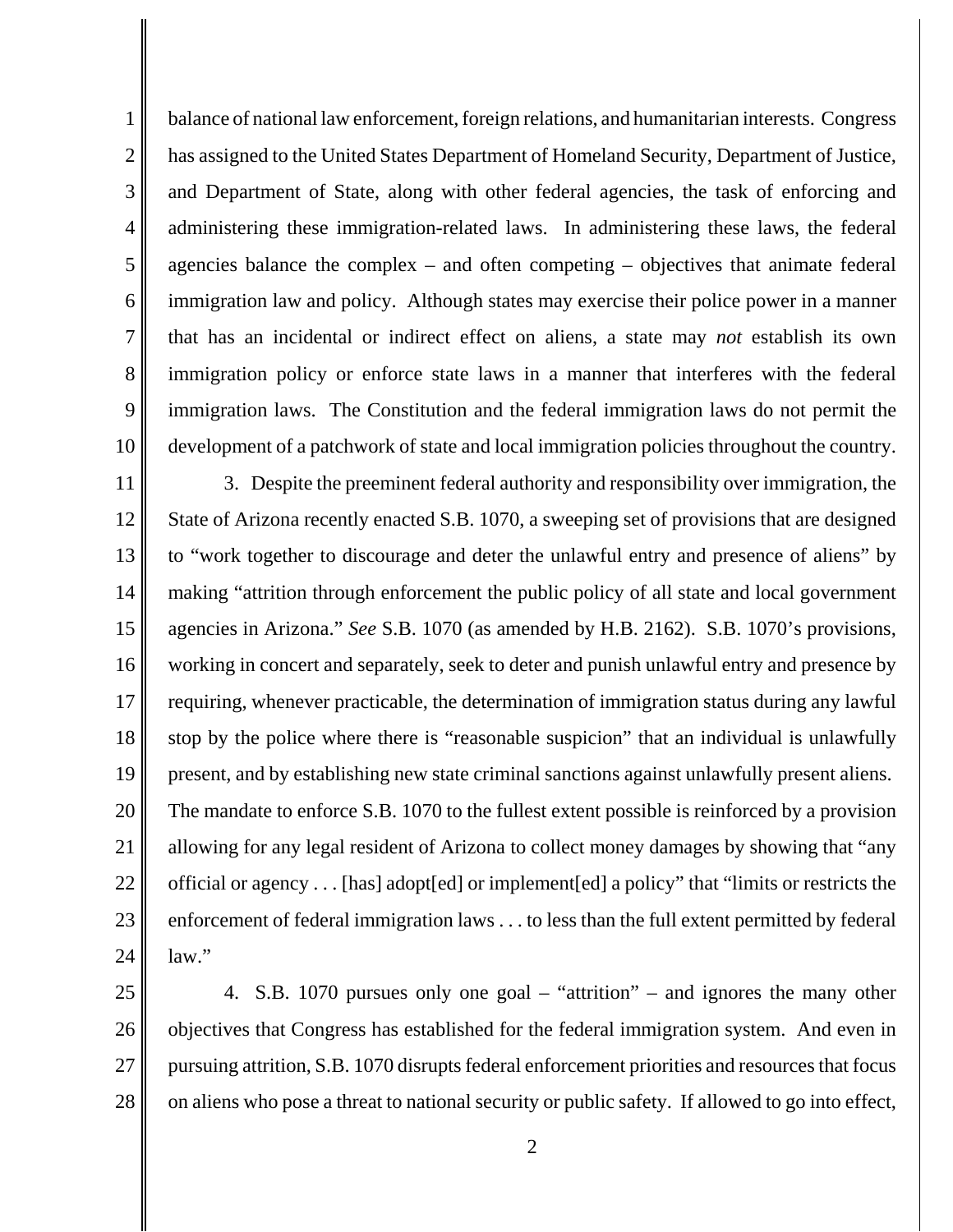balance of national law enforcement, foreign relations, and humanitarian interests. Congress has assigned to the United States Department of Homeland Security, Department of Justice, and Department of State, along with other federal agencies, the task of enforcing and administering these immigration-related laws. In administering these laws, the federal agencies balance the complex – and often competing – objectives that animate federal immigration law and policy. Although states may exercise their police power in a manner that has an incidental or indirect effect on aliens, a state may *not* establish its own immigration policy or enforce state laws in a manner that interferes with the federal immigration laws. The Constitution and the federal immigration laws do not permit the development of a patchwork of state and local immigration policies throughout the country.

3. Despite the preeminent federal authority and responsibility over immigration, the State of Arizona recently enacted S.B. 1070, a sweeping set of provisions that are designed to "work together to discourage and deter the unlawful entry and presence of aliens" by making "attrition through enforcement the public policy of all state and local government agencies in Arizona." *See* S.B. 1070 (as amended by H.B. 2162). S.B. 1070's provisions, working in concert and separately, seek to deter and punish unlawful entry and presence by requiring, whenever practicable, the determination of immigration status during any lawful stop by the police where there is "reasonable suspicion" that an individual is unlawfully present, and by establishing new state criminal sanctions against unlawfully present aliens. The mandate to enforce S.B. 1070 to the fullest extent possible is reinforced by a provision allowing for any legal resident of Arizona to collect money damages by showing that "any official or agency . . . [has] adopt[ed] or implement[ed] a policy" that "limits or restricts the enforcement of federal immigration laws . . . to less than the full extent permitted by federal law."

4. S.B. 1070 pursues only one goal – "attrition" – and ignores the many other objectives that Congress has established for the federal immigration system. And even in pursuing attrition, S.B. 1070 disrupts federal enforcement priorities and resources that focus on aliens who pose a threat to national security or public safety. If allowed to go into effect,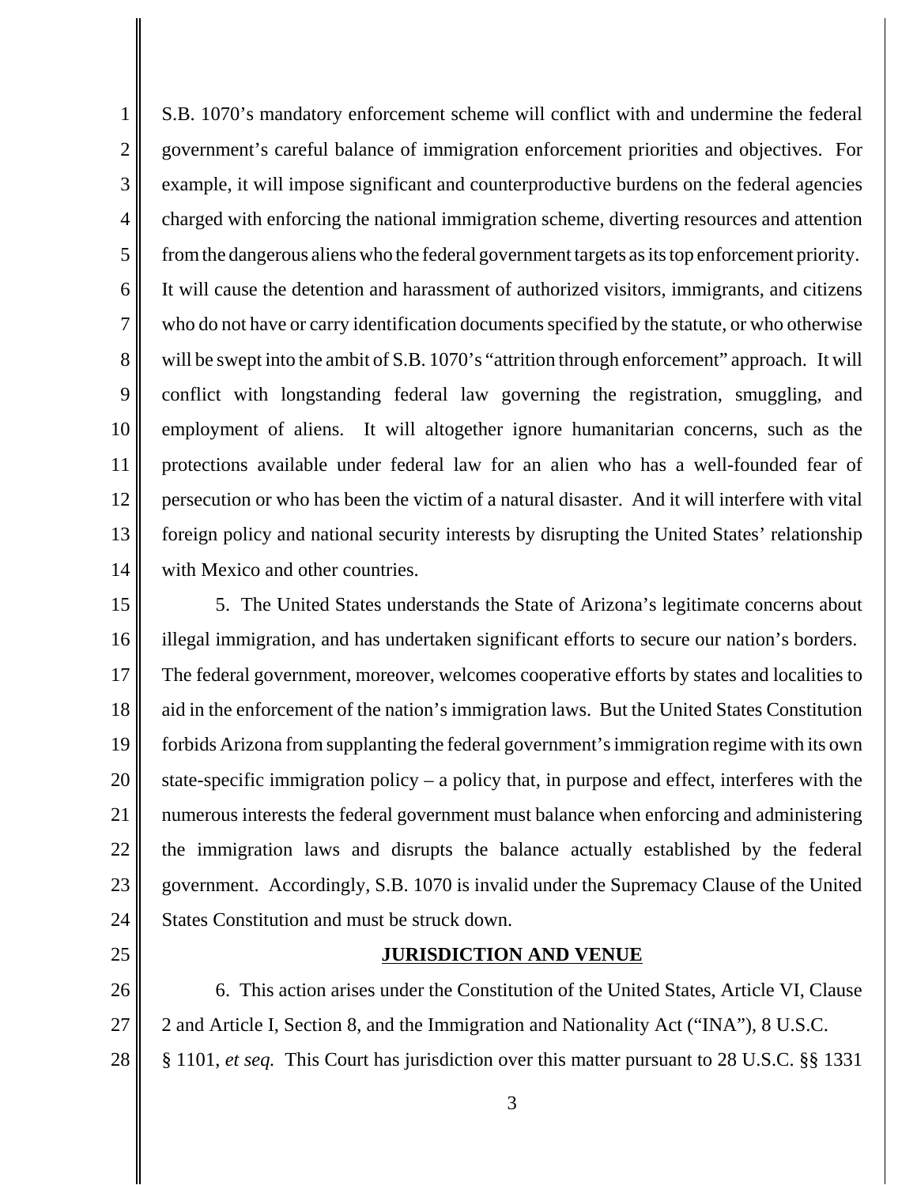S.B. 1070's mandatory enforcement scheme will conflict with and undermine the federal government's careful balance of immigration enforcement priorities and objectives. For example, it will impose significant and counterproductive burdens on the federal agencies charged with enforcing the national immigration scheme, diverting resources and attention from the dangerous aliens who the federal government targets as its top enforcement priority. It will cause the detention and harassment of authorized visitors, immigrants, and citizens who do not have or carry identification documents specified by the statute, or who otherwise will be swept into the ambit of S.B. 1070's "attrition through enforcement" approach. It will conflict with longstanding federal law governing the registration, smuggling, and employment of aliens. It will altogether ignore humanitarian concerns, such as the protections available under federal law for an alien who has a well-founded fear of persecution or who has been the victim of a natural disaster. And it will interfere with vital foreign policy and national security interests by disrupting the United States' relationship with Mexico and other countries.

5. The United States understands the State of Arizona's legitimate concerns about illegal immigration, and has undertaken significant efforts to secure our nation's borders. The federal government, moreover, welcomes cooperative efforts by states and localities to aid in the enforcement of the nation's immigration laws. But the United States Constitution forbids Arizona from supplanting the federal government's immigration regime with its own state-specific immigration policy – a policy that, in purpose and effect, interferes with the numerous interests the federal government must balance when enforcing and administering the immigration laws and disrupts the balance actually established by the federal government. Accordingly, S.B. 1070 is invalid under the Supremacy Clause of the United States Constitution and must be struck down.

**JURISDICTION AND VENUE**

6. This action arises under the Constitution of the United States, Article VI, Clause 2 and Article I, Section 8, and the Immigration and Nationality Act ("INA"), 8 U.S.C. § 1101, *et seq.* This Court has jurisdiction over this matter pursuant to 28 U.S.C. §§ 1331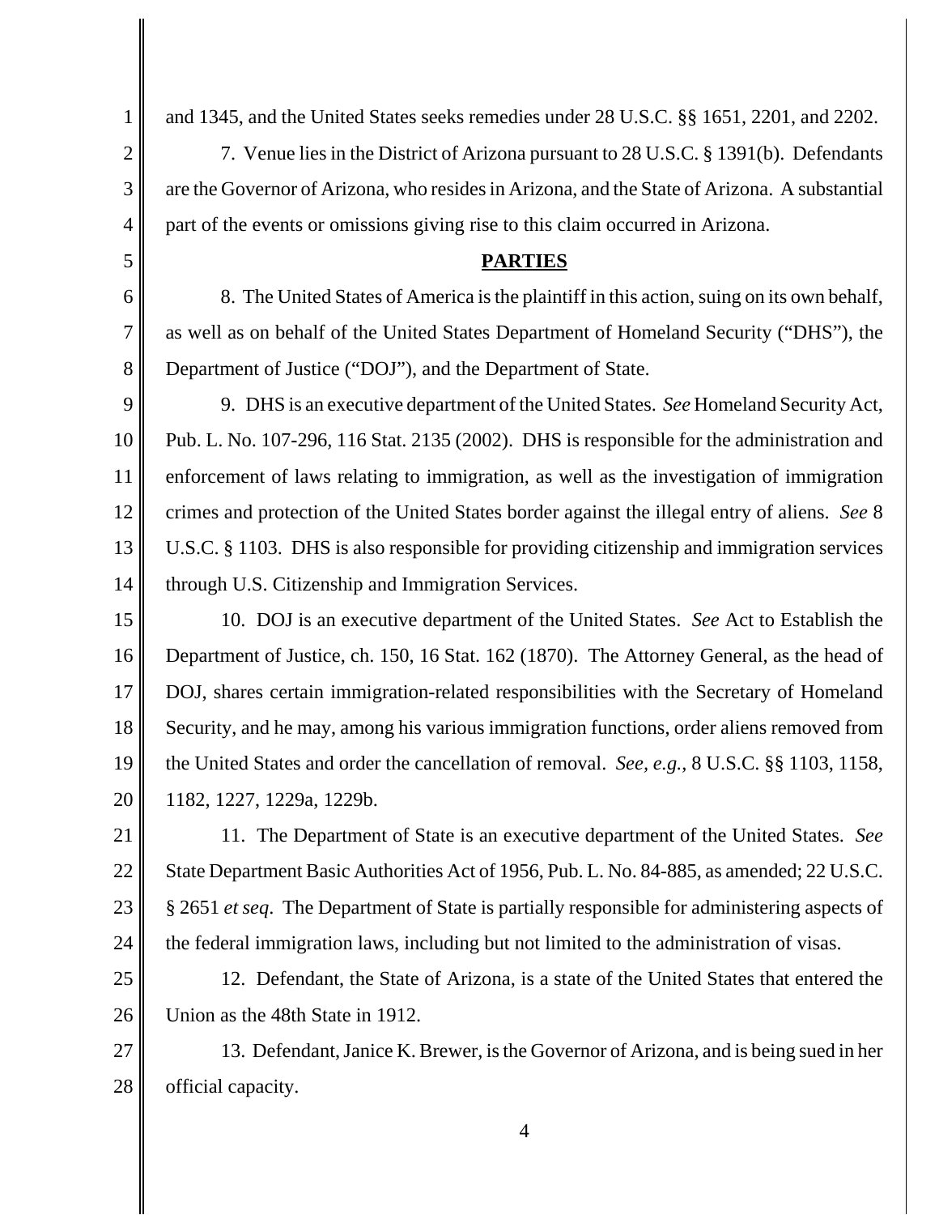and 1345, and the United States seeks remedies under 28 U.S.C. §§ 1651, 2201, and 2202.

7. Venue lies in the District of Arizona pursuant to 28 U.S.C. § 1391(b). Defendants are the Governor of Arizona, who resides in Arizona, and the State of Arizona. A substantial part of the events or omissions giving rise to this claim occurred in Arizona.

## PARTIES

8. The United States of America is the plaintiff in this action, suing on its own behalf, as well as on behalf of the United States Department of Homeland Security ("DHS"), the Department of Justice ("DOJ"), and the Department of State.

9. DHS is an executive department of the United States. *See* Homeland Security Act, Pub. L. No. 107-296, 116 Stat. 2135 (2002). DHS is responsible for the administration and enforcement of laws relating to immigration, as well as the investigation of immigration crimes and protection of the United States border against the illegal entry of aliens. *See* 8 U.S.C. § 1103. DHS is also responsible for providing citizenship and immigration services through U.S. Citizenship and Immigration Services.

10. DOJ is an executive department of the United States. *See* Act to Establish the Department of Justice, ch. 150, 16 Stat. 162 (1870). The Attorney General, as the head of DOJ, shares certain immigration-related responsibilities with the Secretary of Homeland Security, and he may, among his various immigration functions, order aliens removed from the United States and order the cancellation of removal. *See, e.g.*, 8 U.S.C. §§ 1103, 1158, 1182, 1227, 1229a, 1229b.

11. The Department of State is an executive department of the United States. *See* State Department Basic Authorities Act of 1956, Pub. L. No. 84-885, as amended; 22 U.S.C. § 2651 *et seq*. The Department of State is partially responsible for administering aspects of the federal immigration laws, including but not limited to the administration of visas.

12. Defendant, the State of Arizona, is a state of the United States that entered the Union as the 48th State in 1912.

13. Defendant, Janice K. Brewer, is the Governor of Arizona, and is being sued in her official capacity.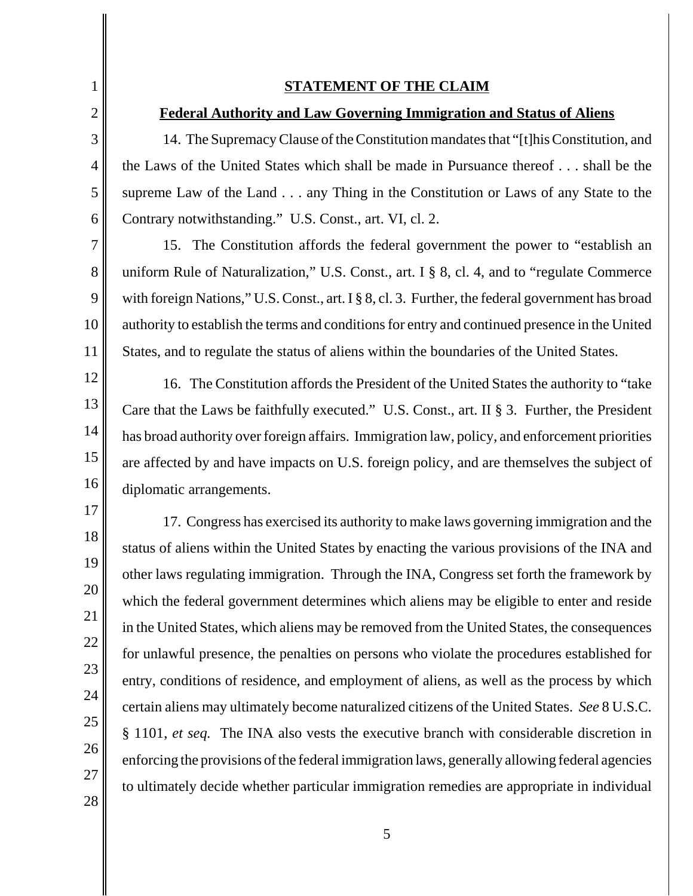## STATEMENT OF THE CLAIM

### Federal Authority and Law Governing Immigration and Status of Aliens

14. The Supremacy Clause of the Constitution mandates that "[t]his Constitution, and the Laws of the United States which shall be made in Pursuance thereof . . . shall be the supreme Law of the Land . . . any Thing in the Constitution or Laws of any State to the Contrary notwithstanding." U.S. Const., art. VI, cl. 2.

15. The Constitution affords the federal government the power to "establish an uniform Rule of Naturalization," U.S. Const., art. I § 8, cl. 4, and to "regulate Commerce with foreign Nations," U.S. Const., art. I § 8, cl. 3. Further, the federal government has broad authority to establish the terms and conditions for entry and continued presence in the United States, and to regulate the status of aliens within the boundaries of the United States.

16. The Constitution affords the President of the United States the authority to "take Care that the Laws be faithfully executed." U.S. Const., art. II § 3. Further, the President has broad authority over foreign affairs. Immigration law, policy, and enforcement priorities are affected by and have impacts on U.S. foreign policy, and are themselves the subject of diplomatic arrangements.

17. Congress has exercised its authority to make laws governing immigration and the status of aliens within the United States by enacting the various provisions of the INA and other laws regulating immigration. Through the INA, Congress set forth the framework by which the federal government determines which aliens may be eligible to enter and reside in the United States, which aliens may be removed from the United States, the consequences for unlawful presence, the penalties on persons who violate the procedures established for entry, conditions of residence, and employment of aliens, as well as the process by which certain aliens may ultimately become naturalized citizens of the United States. *See* 8 U.S.C. § 1101, *et seq.* The INA also vests the executive branch with considerable discretion in enforcing the provisions of the federal immigration laws, generally allowing federal agencies to ultimately decide whether particular immigration remedies are appropriate in individual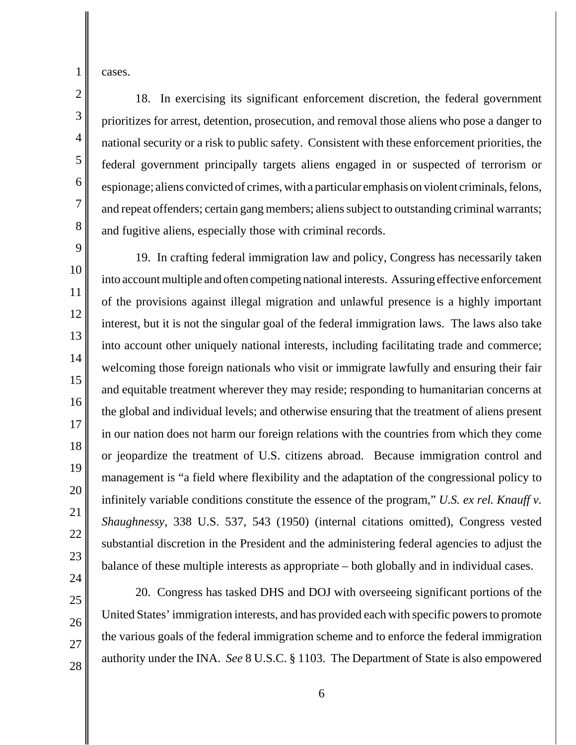cases.

18. In exercising its significant enforcement discretion, the federal government prioritizes for arrest, detention, prosecution, and removal those aliens who pose a danger to national security or a risk to public safety. Consistent with these enforcement priorities, the federal government principally targets aliens engaged in or suspected of terrorism or espionage; aliens convicted of crimes, with a particular emphasis on violent criminals, felons, and repeat offenders; certain gang members; aliens subject to outstanding criminal warrants; and fugitive aliens, especially those with criminal records.

19. In crafting federal immigration law and policy, Congress has necessarily taken into account multiple and often competing national interests. Assuring effective enforcement of the provisions against illegal migration and unlawful presence is a highly important interest, but it is not the singular goal of the federal immigration laws. The laws also take into account other uniquely national interests, including facilitating trade and commerce; welcoming those foreign nationals who visit or immigrate lawfully and ensuring their fair and equitable treatment wherever they may reside; responding to humanitarian concerns at the global and individual levels; and otherwise ensuring that the treatment of aliens present in our nation does not harm our foreign relations with the countries from which they come or jeopardize the treatment of U.S. citizens abroad. Because immigration control and management is "a field where flexibility and the adaptation of the congressional policy to infinitely variable conditions constitute the essence of the program," *U.S. ex rel. Knauff v. Shaughnessy*, 338 U.S. 537, 543 (1950) (internal citations omitted), Congress vested substantial discretion in the President and the administering federal agencies to adjust the balance of these multiple interests as appropriate – both globally and in individual cases.

20. Congress has tasked DHS and DOJ with overseeing significant portions of the United States' immigration interests, and has provided each with specific powers to promote the various goals of the federal immigration scheme and to enforce the federal immigration authority under the INA. *See* 8 U.S.C. § 1103. The Department of State is also empowered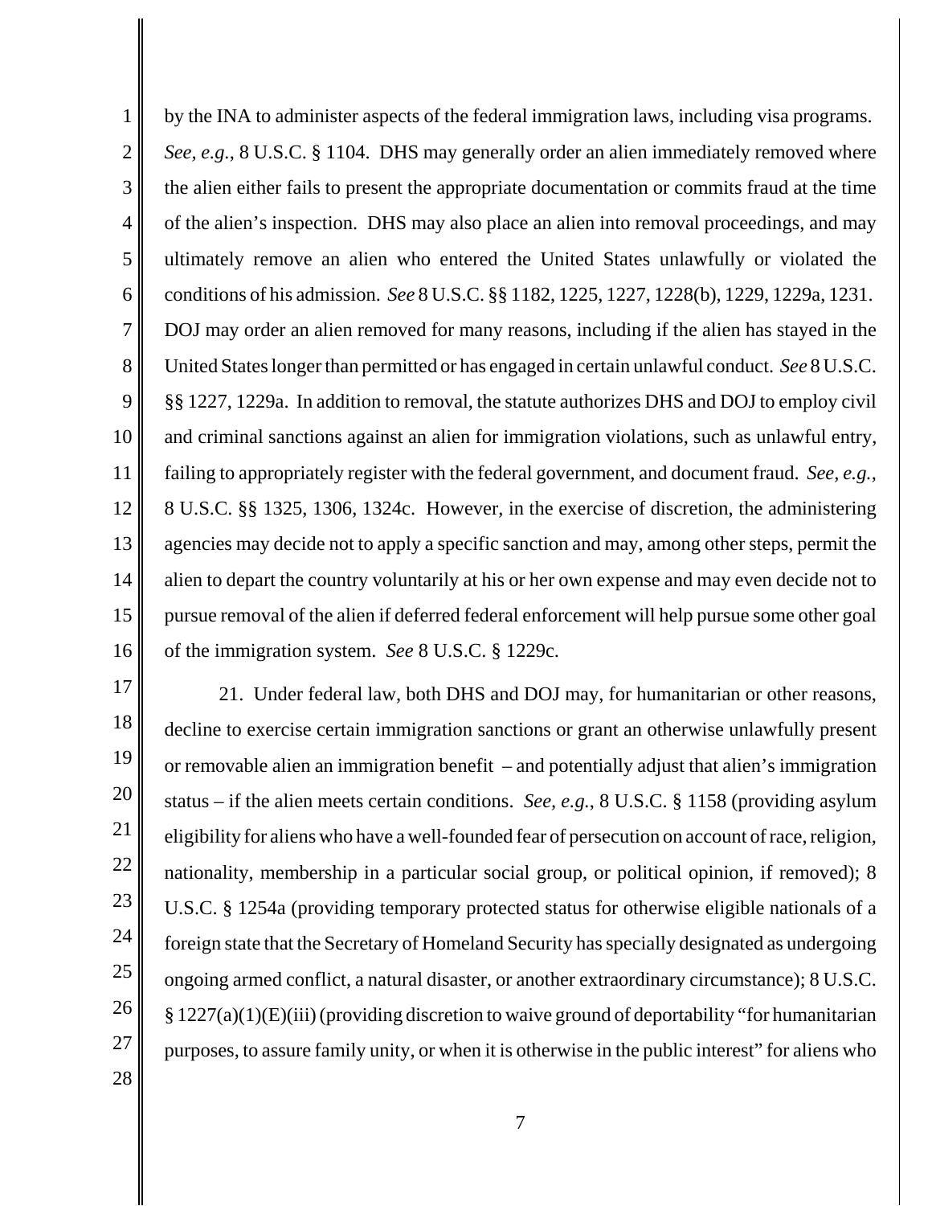by the INA to administer aspects of the federal immigration laws, including visa programs. *See, e.g.*, 8 U.S.C. § 1104. DHS may generally order an alien immediately removed where the alien either fails to present the appropriate documentation or commits fraud at the time of the alien's inspection. DHS may also place an alien into removal proceedings, and may ultimately remove an alien who entered the United States unlawfully or violated the conditions of his admission. *See* 8 U.S.C. §§ 1182, 1225, 1227, 1228(b), 1229, 1229a, 1231. DOJ may order an alien removed for many reasons, including if the alien has stayed in the United States longer than permitted or has engaged in certain unlawful conduct. *See* 8 U.S.C. §§ 1227, 1229a. In addition to removal, the statute authorizes DHS and DOJ to employ civil and criminal sanctions against an alien for immigration violations, such as unlawful entry, failing to appropriately register with the federal government, and document fraud. *See, e.g.*, 8 U.S.C. §§ 1325, 1306, 1324c. However, in the exercise of discretion, the administering agencies may decide not to apply a specific sanction and may, among other steps, permit the alien to depart the country voluntarily at his or her own expense and may even decide not to pursue removal of the alien if deferred federal enforcement will help pursue some other goal of the immigration system. *See* 8 U.S.C. § 1229c.

21. Under federal law, both DHS and DOJ may, for humanitarian or other reasons, decline to exercise certain immigration sanctions or grant an otherwise unlawfully present or removable alien an immigration benefit – and potentially adjust that alien's immigration status – if the alien meets certain conditions. *See, e.g.*, 8 U.S.C. § 1158 (providing asylum eligibility for aliens who have a well-founded fear of persecution on account of race, religion, nationality, membership in a particular social group, or political opinion, if removed); 8 U.S.C. § 1254a (providing temporary protected status for otherwise eligible nationals of a foreign state that the Secretary of Homeland Security has specially designated as undergoing ongoing armed conflict, a natural disaster, or another extraordinary circumstance); 8 U.S.C. § 1227(a)(1)(E)(iii) (providing discretion to waive ground of deportability "for humanitarian purposes, to assure family unity, or when it is otherwise in the public interest" for aliens who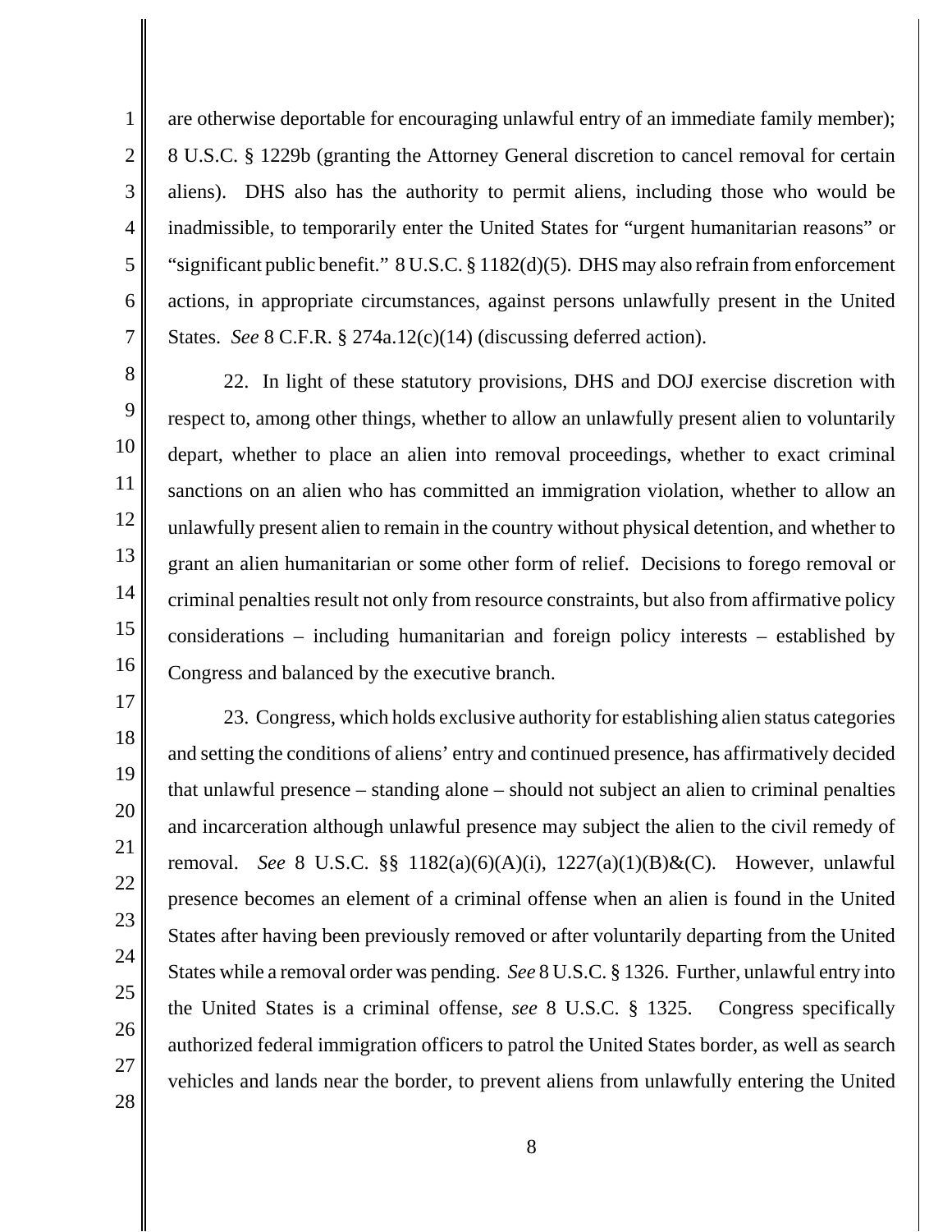are otherwise deportable for encouraging unlawful entry of an immediate family member); 8 U.S.C. § 1229b (granting the Attorney General discretion to cancel removal for certain aliens). DHS also has the authority to permit aliens, including those who would be inadmissible, to temporarily enter the United States for "urgent humanitarian reasons" or "significant public benefit." 8 U.S.C. § 1182(d)(5). DHS may also refrain from enforcement actions, in appropriate circumstances, against persons unlawfully present in the United States. *See* 8 C.F.R. § 274a.12(c)(14) (discussing deferred action).

22. In light of these statutory provisions, DHS and DOJ exercise discretion with respect to, among other things, whether to allow an unlawfully present alien to voluntarily depart, whether to place an alien into removal proceedings, whether to exact criminal sanctions on an alien who has committed an immigration violation, whether to allow an unlawfully present alien to remain in the country without physical detention, and whether to grant an alien humanitarian or some other form of relief. Decisions to forego removal or criminal penalties result not only from resource constraints, but also from affirmative policy considerations – including humanitarian and foreign policy interests – established by Congress and balanced by the executive branch.

23. Congress, which holds exclusive authority for establishing alien status categories and setting the conditions of aliens' entry and continued presence, has affirmatively decided that unlawful presence – standing alone – should not subject an alien to criminal penalties and incarceration although unlawful presence may subject the alien to the civil remedy of removal. *See* 8 U.S.C. §§ 1182(a)(6)(A)(i), 1227(a)(1)(B)&(C). However, unlawful presence becomes an element of a criminal offense when an alien is found in the United States after having been previously removed or after voluntarily departing from the United States while a removal order was pending. *See* 8 U.S.C. § 1326. Further, unlawful entry into the United States is a criminal offense, *see* 8 U.S.C. § 1325. Congress specifically authorized federal immigration officers to patrol the United States border, as well as search vehicles and lands near the border, to prevent aliens from unlawfully entering the United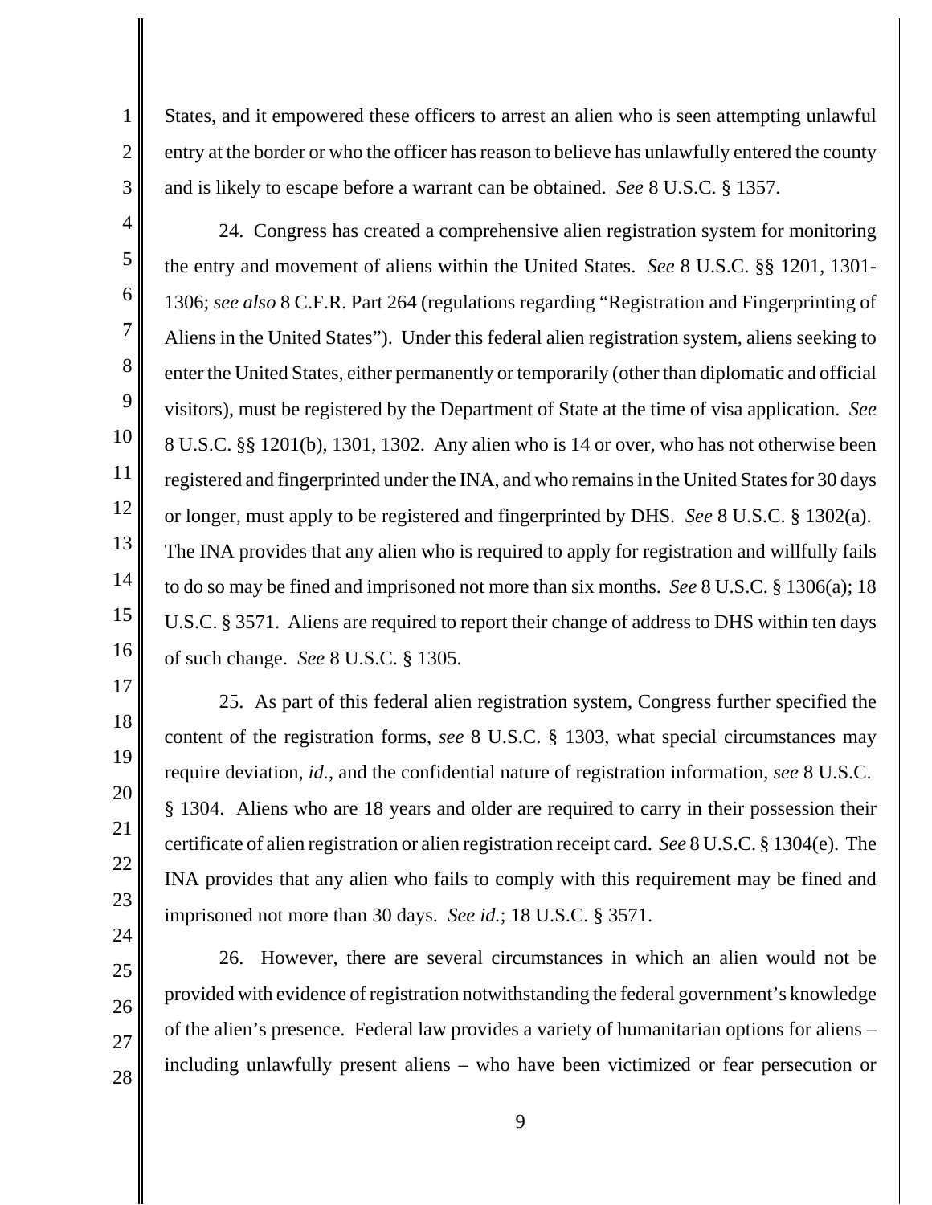States, and it empowered these officers to arrest an alien who is seen attempting unlawful entry at the border or who the officer has reason to believe has unlawfully entered the county and is likely to escape before a warrant can be obtained. *See* 8 U.S.C. § 1357.

24. Congress has created a comprehensive alien registration system for monitoring the entry and movement of aliens within the United States. *See* 8 U.S.C. §§ 1201, 1301-1306; *see also* 8 C.F.R. Part 264 (regulations regarding "Registration and Fingerprinting of Aliens in the United States"). Under this federal alien registration system, aliens seeking to enter the United States, either permanently or temporarily (other than diplomatic and official visitors), must be registered by the Department of State at the time of visa application. *See* 8 U.S.C. §§ 1201(b), 1301, 1302. Any alien who is 14 or over, who has not otherwise been registered and fingerprinted under the INA, and who remains in the United States for 30 days or longer, must apply to be registered and fingerprinted by DHS. *See* 8 U.S.C. § 1302(a). The INA provides that any alien who is required to apply for registration and willfully fails to do so may be fined and imprisoned not more than six months. *See* 8 U.S.C. § 1306(a); 18 U.S.C. § 3571. Aliens are required to report their change of address to DHS within ten days of such change. *See* 8 U.S.C. § 1305.

25. As part of this federal alien registration system, Congress further specified the content of the registration forms, *see* 8 U.S.C. § 1303, what special circumstances may require deviation, *id.*, and the confidential nature of registration information, *see* 8 U.S.C. § 1304. Aliens who are 18 years and older are required to carry in their possession their certificate of alien registration or alien registration receipt card. *See* 8 U.S.C. § 1304(e). The INA provides that any alien who fails to comply with this requirement may be fined and imprisoned not more than 30 days. *See id.*; 18 U.S.C. § 3571.

26. However, there are several circumstances in which an alien would not be provided with evidence of registration notwithstanding the federal government's knowledge of the alien's presence. Federal law provides a variety of humanitarian options for aliens – including unlawfully present aliens – who have been victimized or fear persecution or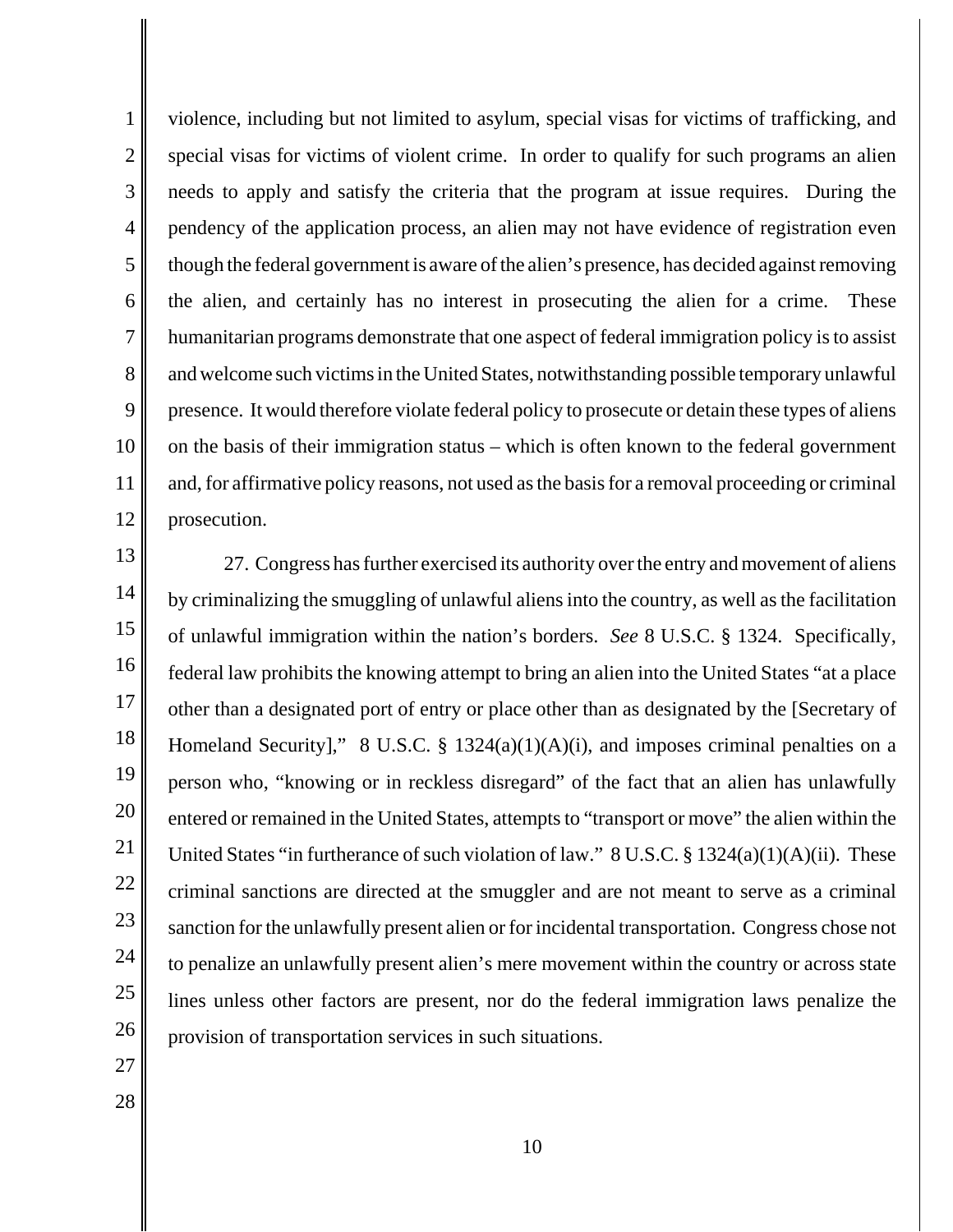violence, including but not limited to asylum, special visas for victims of trafficking, and special visas for victims of violent crime. In order to qualify for such programs an alien needs to apply and satisfy the criteria that the program at issue requires. During the pendency of the application process, an alien may not have evidence of registration even though the federal government is aware of the alien's presence, has decided against removing the alien, and certainly has no interest in prosecuting the alien for a crime. These humanitarian programs demonstrate that one aspect of federal immigration policy is to assist and welcome such victims in the United States, notwithstanding possible temporary unlawful presence. It would therefore violate federal policy to prosecute or detain these types of aliens on the basis of their immigration status – which is often known to the federal government and, for affirmative policy reasons, not used as the basis for a removal proceeding or criminal prosecution.

27. Congress has further exercised its authority over the entry and movement of aliens by criminalizing the smuggling of unlawful aliens into the country, as well as the facilitation of unlawful immigration within the nation's borders. *See* 8 U.S.C. § 1324. Specifically, federal law prohibits the knowing attempt to bring an alien into the United States "at a place other than a designated port of entry or place other than as designated by the [Secretary of Homeland Security]," 8 U.S.C. § 1324(a)(1)(A)(i), and imposes criminal penalties on a person who, "knowing or in reckless disregard" of the fact that an alien has unlawfully entered or remained in the United States, attempts to "transport or move" the alien within the United States "in furtherance of such violation of law." 8 U.S.C. § 1324(a)(1)(A)(ii). These criminal sanctions are directed at the smuggler and are not meant to serve as a criminal sanction for the unlawfully present alien or for incidental transportation. Congress chose not to penalize an unlawfully present alien's mere movement within the country or across state lines unless other factors are present, nor do the federal immigration laws penalize the provision of transportation services in such situations.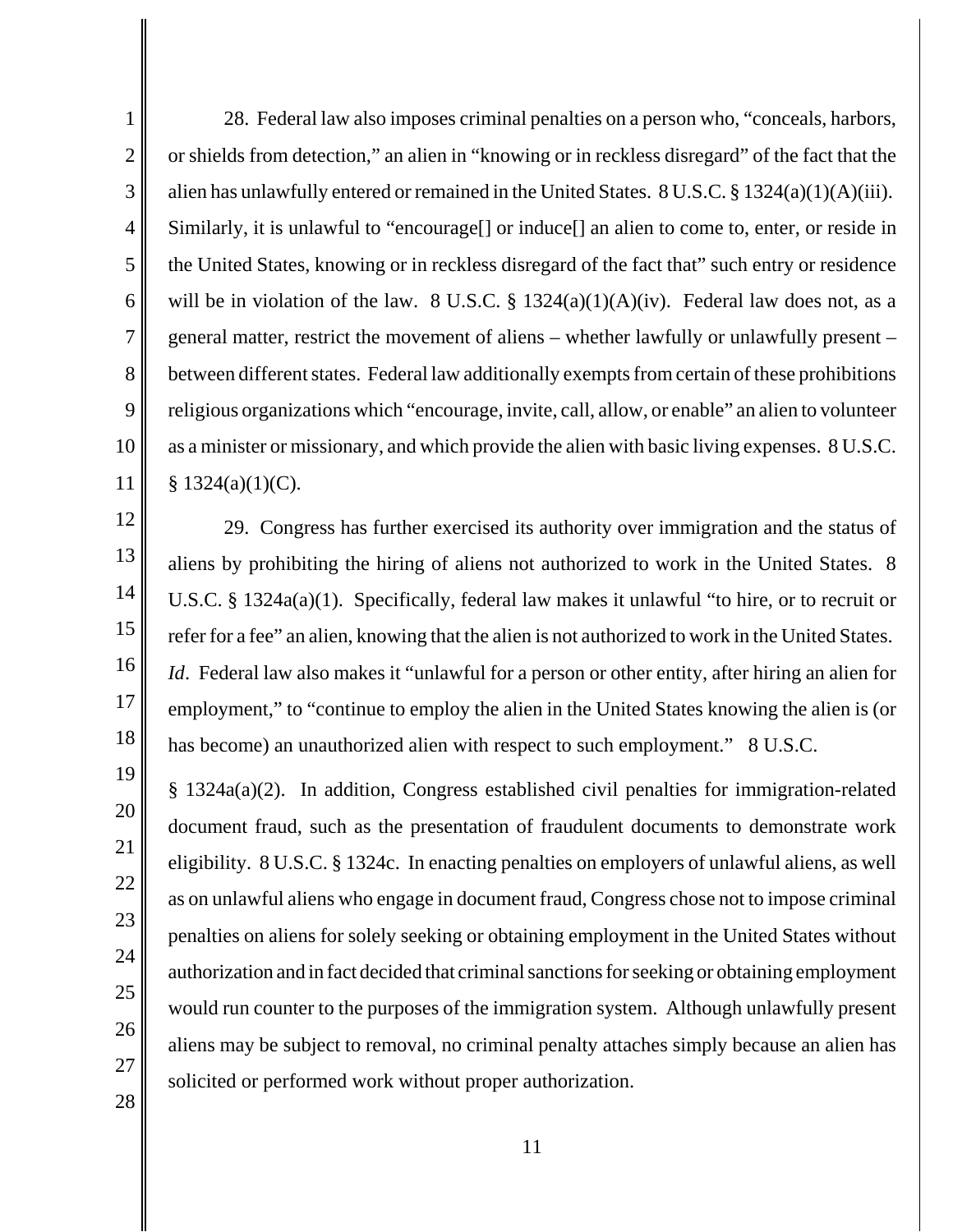28. Federal law also imposes criminal penalties on a person who, "conceals, harbors, or shields from detection," an alien in "knowing or in reckless disregard" of the fact that the alien has unlawfully entered or remained in the United States. 8 U.S.C. § 1324(a)(1)(A)(iii). Similarly, it is unlawful to "encourage[] or induce[] an alien to come to, enter, or reside in the United States, knowing or in reckless disregard of the fact that" such entry or residence will be in violation of the law. 8 U.S.C. § 1324(a)(1)(A)(iv). Federal law does not, as a general matter, restrict the movement of aliens – whether lawfully or unlawfully present – between different states. Federal law additionally exempts from certain of these prohibitions religious organizations which "encourage, invite, call, allow, or enable" an alien to volunteer as a minister or missionary, and which provide the alien with basic living expenses. 8 U.S.C. § 1324(a)(1)(C).

29. Congress has further exercised its authority over immigration and the status of aliens by prohibiting the hiring of aliens not authorized to work in the United States. 8 U.S.C. § 1324a(a)(1). Specifically, federal law makes it unlawful "to hire, or to recruit or refer for a fee" an alien, knowing that the alien is not authorized to work in the United States. *Id*. Federal law also makes it "unlawful for a person or other entity, after hiring an alien for employment," to "continue to employ the alien in the United States knowing the alien is (or has become) an unauthorized alien with respect to such employment." 8 U.S.C. § 1324a(a)(2). In addition, Congress established civil penalties for immigration-related document fraud, such as the presentation of fraudulent documents to demonstrate work eligibility. 8 U.S.C. § 1324c. In enacting penalties on employers of unlawful aliens, as well as on unlawful aliens who engage in document fraud, Congress chose not to impose criminal penalties on aliens for solely seeking or obtaining employment in the United States without authorization and in fact decided that criminal sanctions for seeking or obtaining employment would run counter to the purposes of the immigration system. Although unlawfully present aliens may be subject to removal, no criminal penalty attaches simply because an alien has solicited or performed work without proper authorization.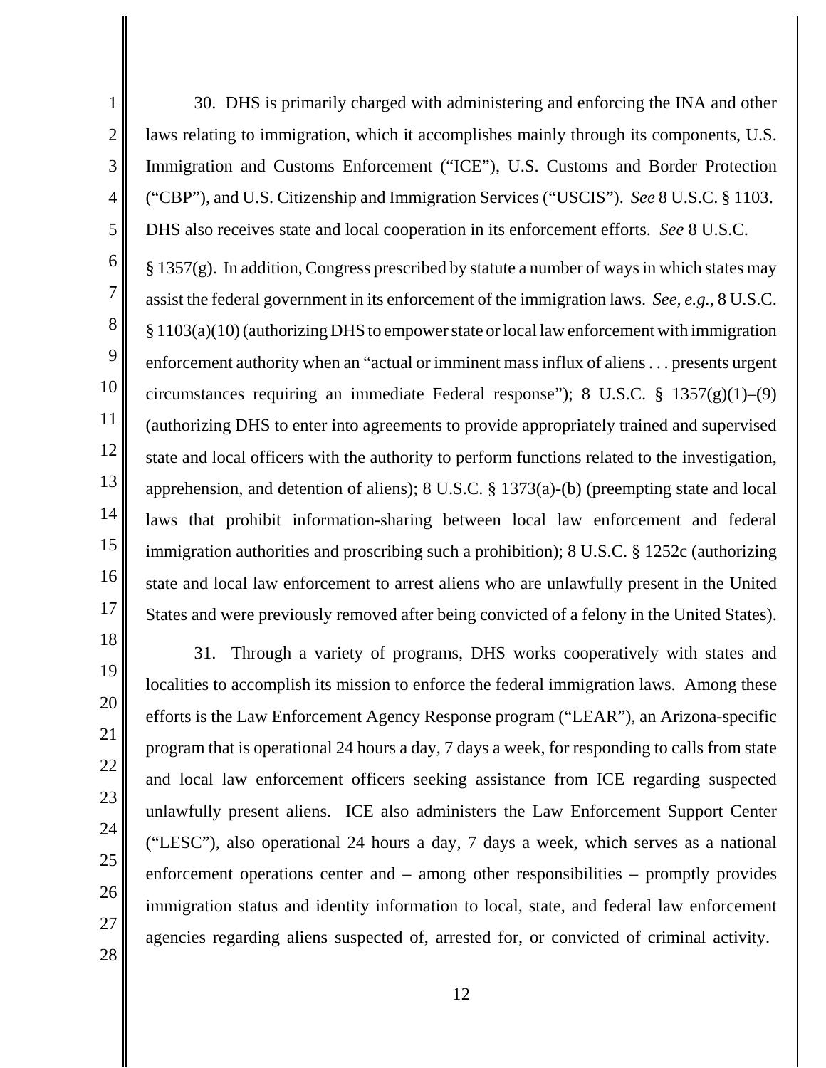30. DHS is primarily charged with administering and enforcing the INA and other laws relating to immigration, which it accomplishes mainly through its components, U.S. Immigration and Customs Enforcement ("ICE"), U.S. Customs and Border Protection ("CBP"), and U.S. Citizenship and Immigration Services ("USCIS"). *See* 8 U.S.C. § 1103. DHS also receives state and local cooperation in its enforcement efforts. *See* 8 U.S.C. § 1357(g). In addition, Congress prescribed by statute a number of ways in which states may assist the federal government in its enforcement of the immigration laws. *See, e.g.*, 8 U.S.C. § 1103(a)(10) (authorizing DHS to empower state or local law enforcement with immigration enforcement authority when an "actual or imminent mass influx of aliens . . . presents urgent circumstances requiring an immediate Federal response"); 8 U.S.C. § 1357(g)(1)–(9) (authorizing DHS to enter into agreements to provide appropriately trained and supervised state and local officers with the authority to perform functions related to the investigation, apprehension, and detention of aliens); 8 U.S.C. § 1373(a)-(b) (preempting state and local laws that prohibit information-sharing between local law enforcement and federal immigration authorities and proscribing such a prohibition); 8 U.S.C. § 1252c (authorizing state and local law enforcement to arrest aliens who are unlawfully present in the United States and were previously removed after being convicted of a felony in the United States).

31. Through a variety of programs, DHS works cooperatively with states and localities to accomplish its mission to enforce the federal immigration laws. Among these efforts is the Law Enforcement Agency Response program ("LEAR"), an Arizona-specific program that is operational 24 hours a day, 7 days a week, for responding to calls from state and local law enforcement officers seeking assistance from ICE regarding suspected unlawfully present aliens. ICE also administers the Law Enforcement Support Center ("LESC"), also operational 24 hours a day, 7 days a week, which serves as a national enforcement operations center and – among other responsibilities – promptly provides immigration status and identity information to local, state, and federal law enforcement agencies regarding aliens suspected of, arrested for, or convicted of criminal activity.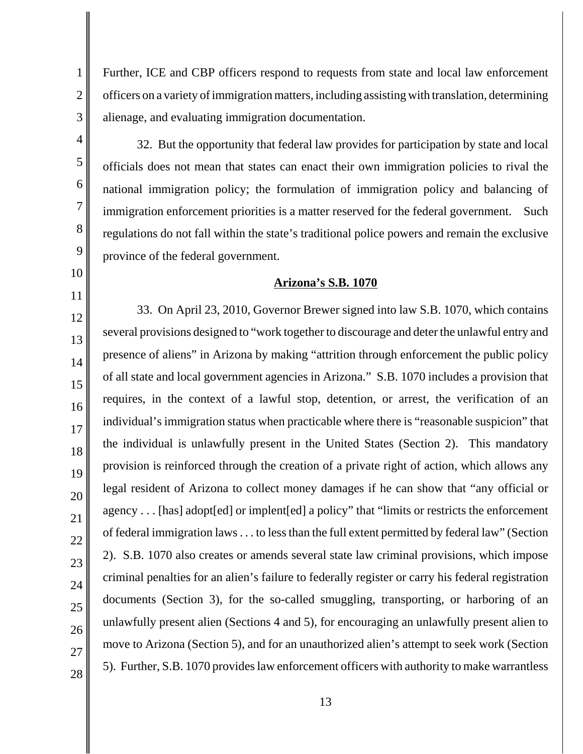Further, ICE and CBP officers respond to requests from state and local law enforcement officers on a variety of immigration matters, including assisting with translation, determining alienage, and evaluating immigration documentation.

32. But the opportunity that federal law provides for participation by state and local officials does not mean that states can enact their own immigration policies to rival the national immigration policy; the formulation of immigration policy and balancing of immigration enforcement priorities is a matter reserved for the federal government. Such regulations do not fall within the state's traditional police powers and remain the exclusive province of the federal government.

## Arizona's S.B. 1070

33. On April 23, 2010, Governor Brewer signed into law S.B. 1070, which contains several provisions designed to "work together to discourage and deter the unlawful entry and presence of aliens" in Arizona by making "attrition through enforcement the public policy of all state and local government agencies in Arizona." S.B. 1070 includes a provision that requires, in the context of a lawful stop, detention, or arrest, the verification of an individual's immigration status when practicable where there is "reasonable suspicion" that the individual is unlawfully present in the United States (Section 2). This mandatory provision is reinforced through the creation of a private right of action, which allows any legal resident of Arizona to collect money damages if he can show that "any official or agency . . . [has] adopt[ed] or implent[ed] a policy" that "limits or restricts the enforcement of federal immigration laws . . . to less than the full extent permitted by federal law" (Section 2). S.B. 1070 also creates or amends several state law criminal provisions, which impose criminal penalties for an alien's failure to federally register or carry his federal registration documents (Section 3), for the so-called smuggling, transporting, or harboring of an unlawfully present alien (Sections 4 and 5), for encouraging an unlawfully present alien to move to Arizona (Section 5), and for an unauthorized alien's attempt to seek work (Section 5). Further, S.B. 1070 provides law enforcement officers with authority to make warrantless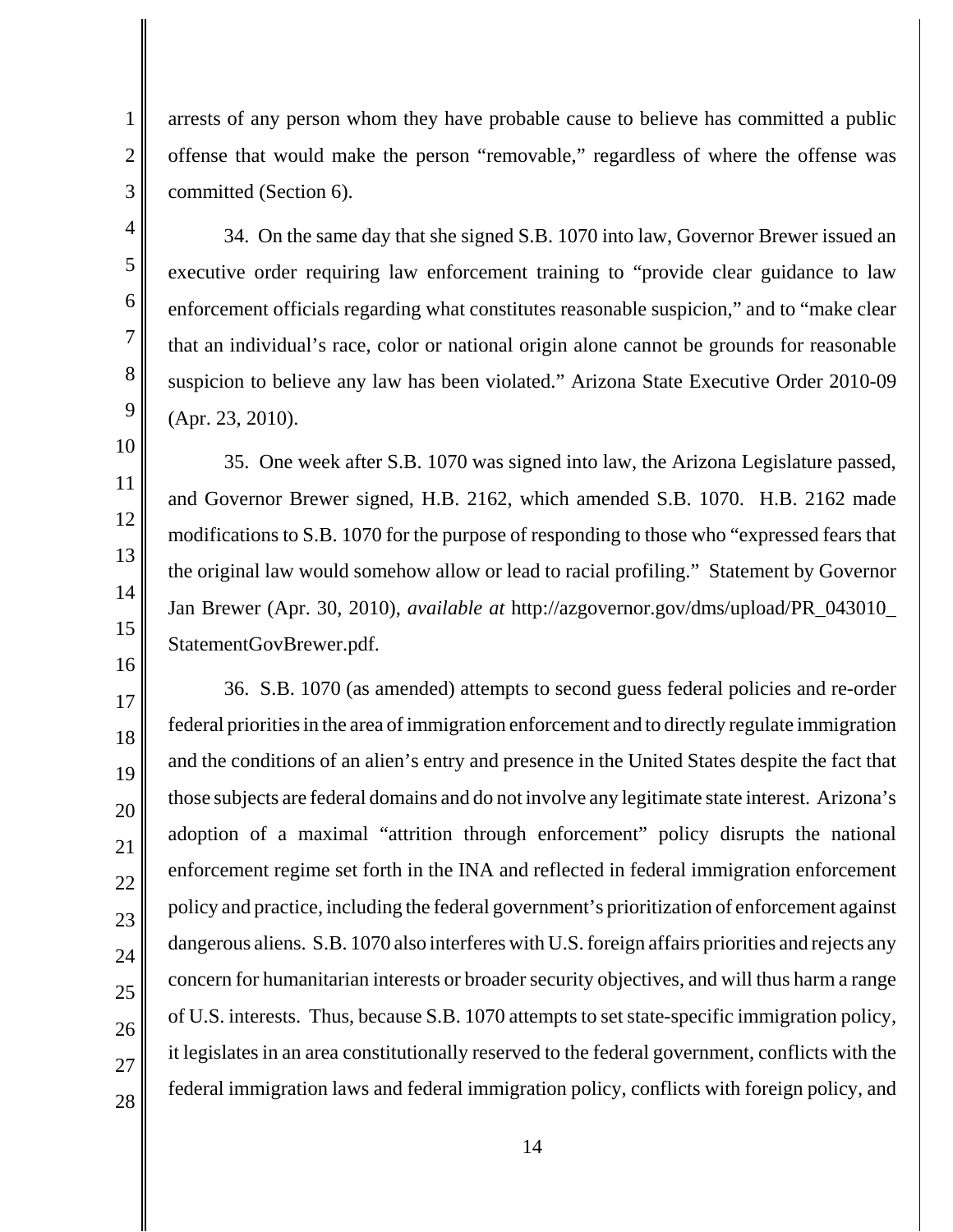arrests of any person whom they have probable cause to believe has committed a public offense that would make the person "removable," regardless of where the offense was committed (Section 6).

34. On the same day that she signed S.B. 1070 into law, Governor Brewer issued an executive order requiring law enforcement training to "provide clear guidance to law enforcement officials regarding what constitutes reasonable suspicion," and to "make clear that an individual's race, color or national origin alone cannot be grounds for reasonable suspicion to believe any law has been violated." Arizona State Executive Order 2010-09 (Apr. 23, 2010).

35. One week after S.B. 1070 was signed into law, the Arizona Legislature passed, and Governor Brewer signed, H.B. 2162, which amended S.B. 1070. H.B. 2162 made modifications to S.B. 1070 for the purpose of responding to those who "expressed fears that the original law would somehow allow or lead to racial profiling." Statement by Governor Jan Brewer (Apr. 30, 2010), *available at* http://azgovernor.gov/dms/upload/PR_043010_StatementGovBrewer.pdf.

36. S.B. 1070 (as amended) attempts to second guess federal policies and re-order federal priorities in the area of immigration enforcement and to directly regulate immigration and the conditions of an alien's entry and presence in the United States despite the fact that those subjects are federal domains and do not involve any legitimate state interest. Arizona's adoption of a maximal "attrition through enforcement" policy disrupts the national enforcement regime set forth in the INA and reflected in federal immigration enforcement policy and practice, including the federal government's prioritization of enforcement against dangerous aliens. S.B. 1070 also interferes with U.S. foreign affairs priorities and rejects any concern for humanitarian interests or broader security objectives, and will thus harm a range of U.S. interests. Thus, because S.B. 1070 attempts to set state-specific immigration policy, it legislates in an area constitutionally reserved to the federal government, conflicts with the federal immigration laws and federal immigration policy, conflicts with foreign policy, and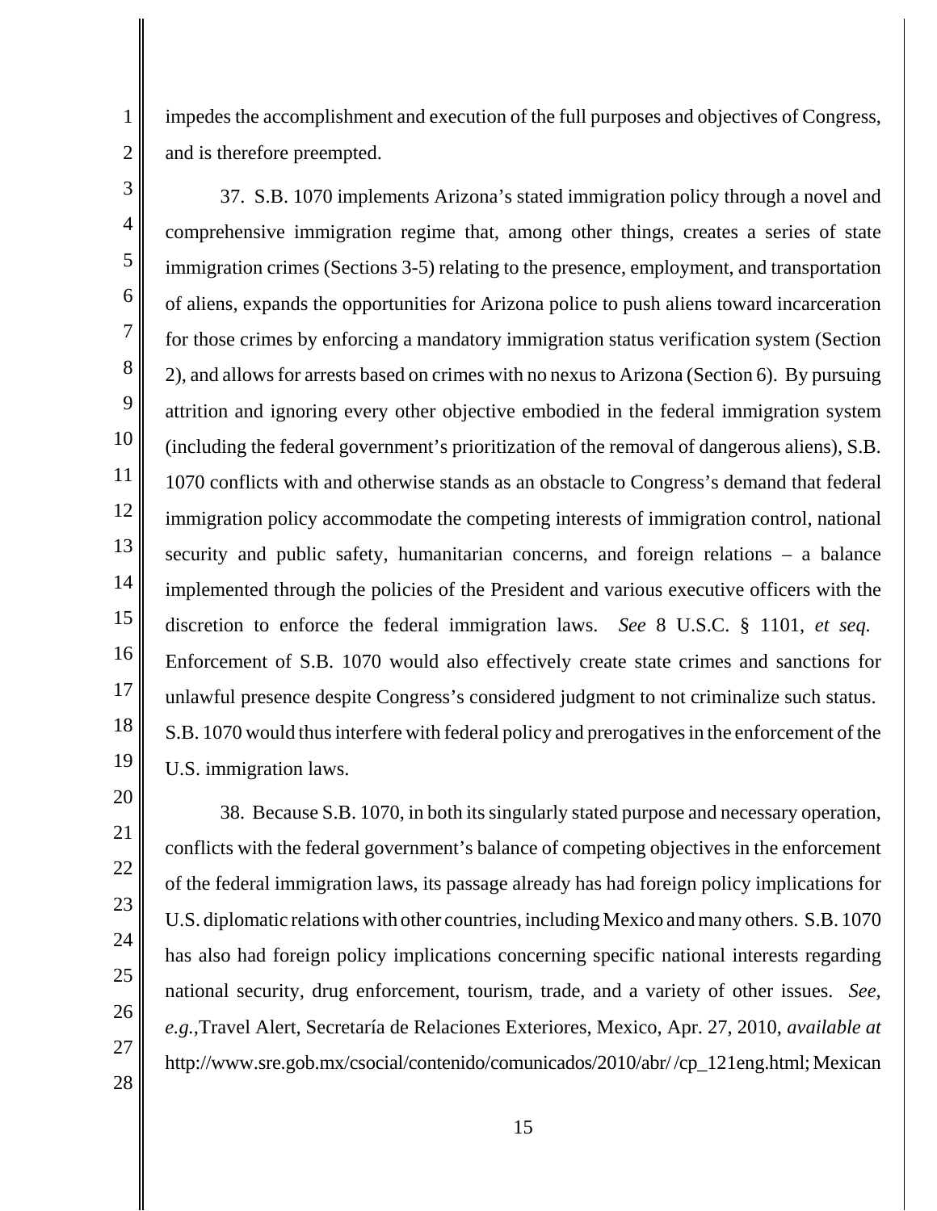impedes the accomplishment and execution of the full purposes and objectives of Congress, and is therefore preempted.

37. S.B. 1070 implements Arizona's stated immigration policy through a novel and comprehensive immigration regime that, among other things, creates a series of state immigration crimes (Sections 3-5) relating to the presence, employment, and transportation of aliens, expands the opportunities for Arizona police to push aliens toward incarceration for those crimes by enforcing a mandatory immigration status verification system (Section 2), and allows for arrests based on crimes with no nexus to Arizona (Section 6). By pursuing attrition and ignoring every other objective embodied in the federal immigration system (including the federal government's prioritization of the removal of dangerous aliens), S.B. 1070 conflicts with and otherwise stands as an obstacle to Congress's demand that federal immigration policy accommodate the competing interests of immigration control, national security and public safety, humanitarian concerns, and foreign relations – a balance implemented through the policies of the President and various executive officers with the discretion to enforce the federal immigration laws. *See* 8 U.S.C. § 1101, *et seq.* Enforcement of S.B. 1070 would also effectively create state crimes and sanctions for unlawful presence despite Congress's considered judgment to not criminalize such status. S.B. 1070 would thus interfere with federal policy and prerogatives in the enforcement of the U.S. immigration laws.

38. Because S.B. 1070, in both its singularly stated purpose and necessary operation, conflicts with the federal government's balance of competing objectives in the enforcement of the federal immigration laws, its passage already has had foreign policy implications for U.S. diplomatic relations with other countries, including Mexico and many others. S.B. 1070 has also had foreign policy implications concerning specific national interests regarding national security, drug enforcement, tourism, trade, and a variety of other issues. *See, e.g.*,Travel Alert, Secretaría de Relaciones Exteriores, Mexico, Apr. 27, 2010, *available at* http://www.sre.gob.mx/csocial/contenido/comunicados/2010/abr/ /cp_121eng.html; Mexican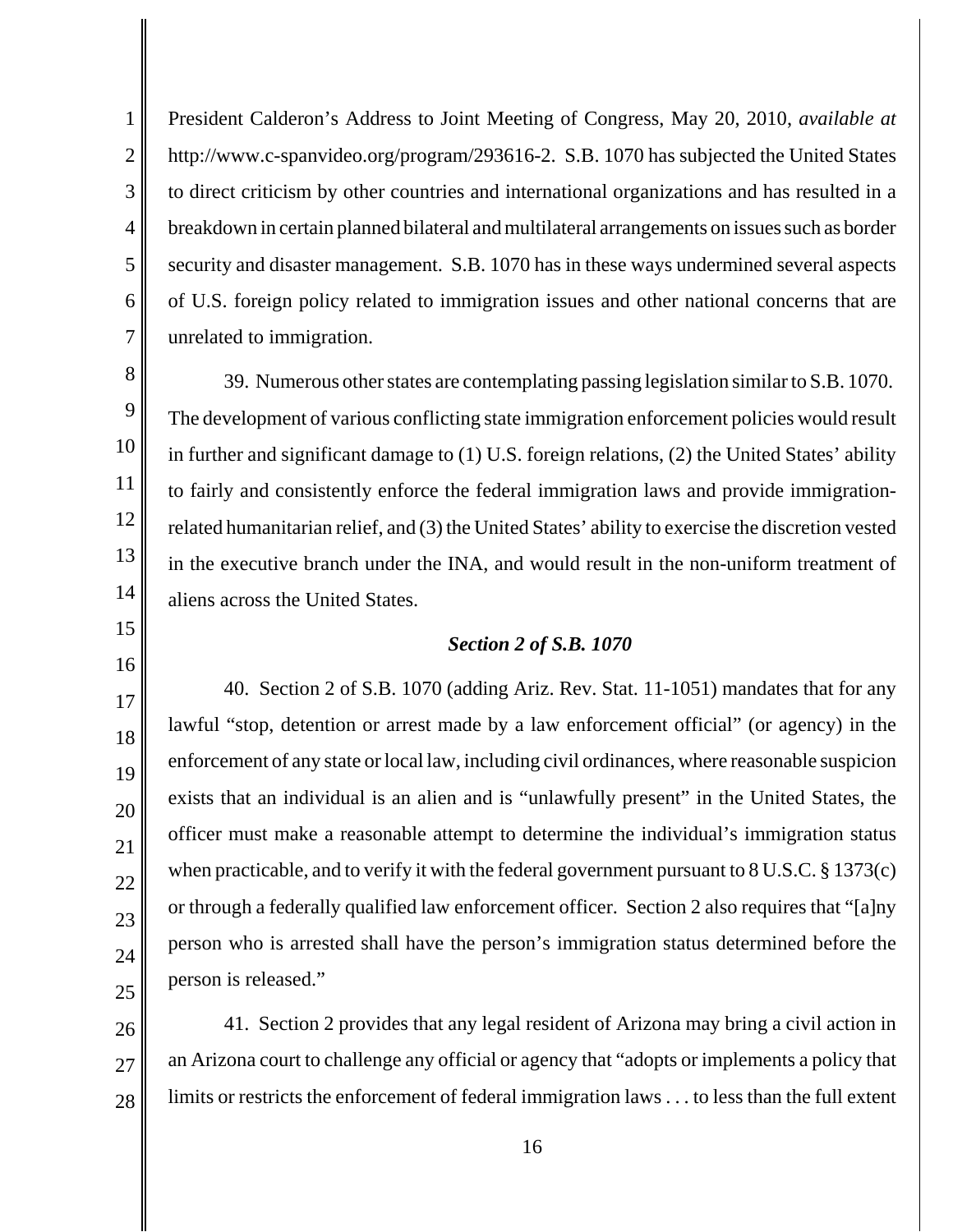President Calderon's Address to Joint Meeting of Congress, May 20, 2010, *available at* http://www.c-spanvideo.org/program/293616-2. S.B. 1070 has subjected the United States to direct criticism by other countries and international organizations and has resulted in a breakdown in certain planned bilateral and multilateral arrangements on issues such as border security and disaster management. S.B. 1070 has in these ways undermined several aspects of U.S. foreign policy related to immigration issues and other national concerns that are unrelated to immigration.

39. Numerous other states are contemplating passing legislation similar to S.B. 1070. The development of various conflicting state immigration enforcement policies would result in further and significant damage to (1) U.S. foreign relations, (2) the United States' ability to fairly and consistently enforce the federal immigration laws and provide immigration-related humanitarian relief, and (3) the United States' ability to exercise the discretion vested in the executive branch under the INA, and would result in the non-uniform treatment of aliens across the United States.

***Section 2 of S.B. 1070***

40. Section 2 of S.B. 1070 (adding Ariz. Rev. Stat. 11-1051) mandates that for any lawful "stop, detention or arrest made by a law enforcement official" (or agency) in the enforcement of any state or local law, including civil ordinances, where reasonable suspicion exists that an individual is an alien and is "unlawfully present" in the United States, the officer must make a reasonable attempt to determine the individual's immigration status when practicable, and to verify it with the federal government pursuant to 8 U.S.C. § 1373(c) or through a federally qualified law enforcement officer. Section 2 also requires that "[a]ny person who is arrested shall have the person's immigration status determined before the person is released."

41. Section 2 provides that any legal resident of Arizona may bring a civil action in an Arizona court to challenge any official or agency that "adopts or implements a policy that limits or restricts the enforcement of federal immigration laws . . . to less than the full extent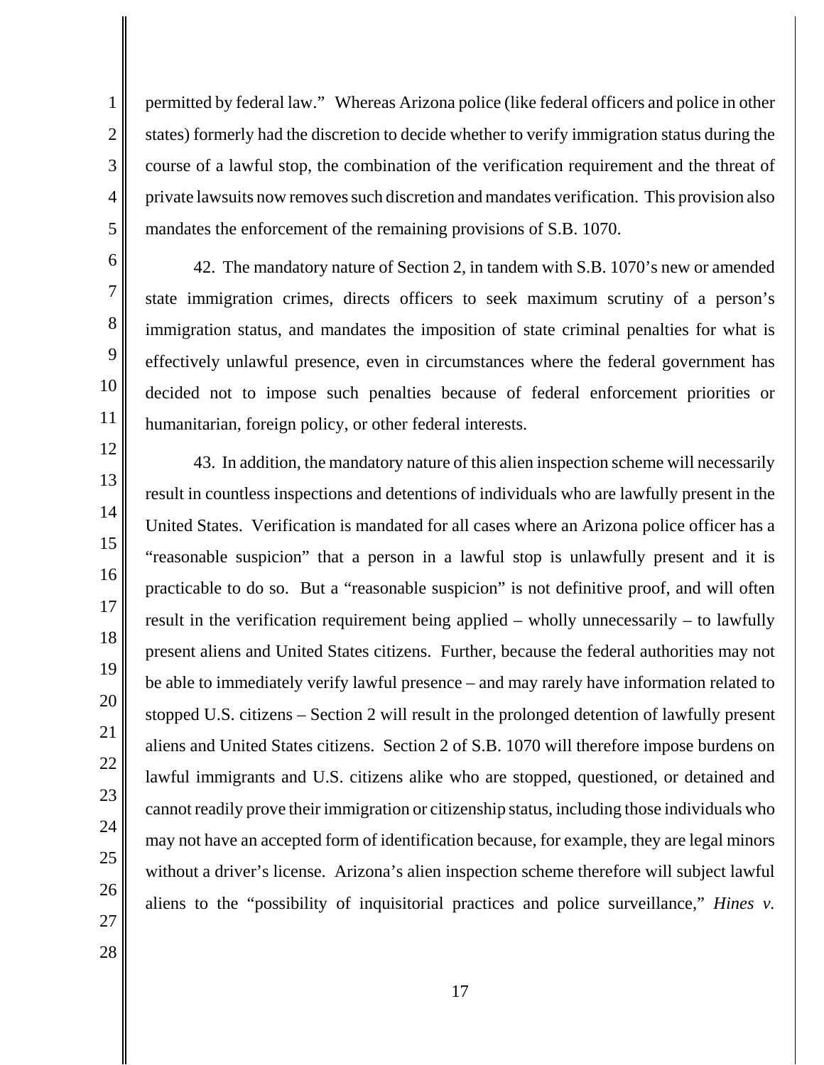permitted by federal law." Whereas Arizona police (like federal officers and police in other states) formerly had the discretion to decide whether to verify immigration status during the course of a lawful stop, the combination of the verification requirement and the threat of private lawsuits now removes such discretion and mandates verification. This provision also mandates the enforcement of the remaining provisions of S.B. 1070.

42. The mandatory nature of Section 2, in tandem with S.B. 1070's new or amended state immigration crimes, directs officers to seek maximum scrutiny of a person's immigration status, and mandates the imposition of state criminal penalties for what is effectively unlawful presence, even in circumstances where the federal government has decided not to impose such penalties because of federal enforcement priorities or humanitarian, foreign policy, or other federal interests.

43. In addition, the mandatory nature of this alien inspection scheme will necessarily result in countless inspections and detentions of individuals who are lawfully present in the United States. Verification is mandated for all cases where an Arizona police officer has a "reasonable suspicion" that a person in a lawful stop is unlawfully present and it is practicable to do so. But a "reasonable suspicion" is not definitive proof, and will often result in the verification requirement being applied – wholly unnecessarily – to lawfully present aliens and United States citizens. Further, because the federal authorities may not be able to immediately verify lawful presence – and may rarely have information related to stopped U.S. citizens – Section 2 will result in the prolonged detention of lawfully present aliens and United States citizens. Section 2 of S.B. 1070 will therefore impose burdens on lawful immigrants and U.S. citizens alike who are stopped, questioned, or detained and cannot readily prove their immigration or citizenship status, including those individuals who may not have an accepted form of identification because, for example, they are legal minors without a driver's license. Arizona's alien inspection scheme therefore will subject lawful aliens to the "possibility of inquisitorial practices and police surveillance," *Hines v.*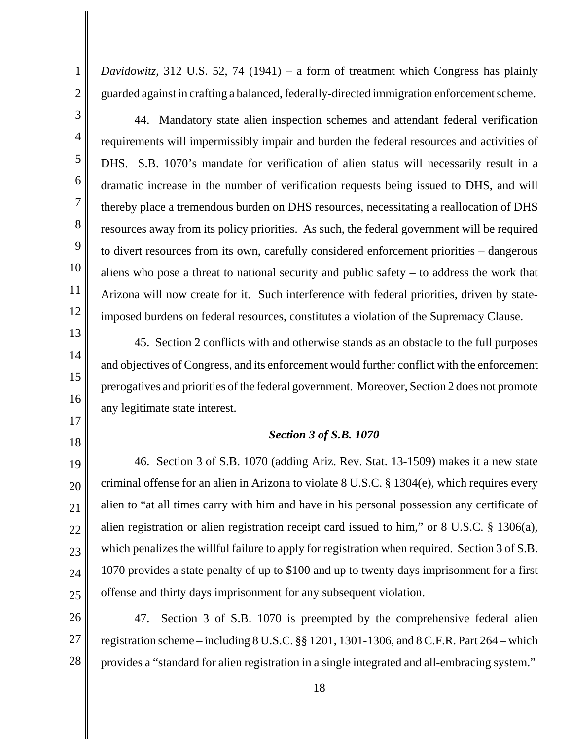*Davidowitz*, 312 U.S. 52, 74 (1941) – a form of treatment which Congress has plainly guarded against in crafting a balanced, federally-directed immigration enforcement scheme.

44. Mandatory state alien inspection schemes and attendant federal verification requirements will impermissibly impair and burden the federal resources and activities of DHS. S.B. 1070's mandate for verification of alien status will necessarily result in a dramatic increase in the number of verification requests being issued to DHS, and will thereby place a tremendous burden on DHS resources, necessitating a reallocation of DHS resources away from its policy priorities. As such, the federal government will be required to divert resources from its own, carefully considered enforcement priorities – dangerous aliens who pose a threat to national security and public safety – to address the work that Arizona will now create for it. Such interference with federal priorities, driven by state-imposed burdens on federal resources, constitutes a violation of the Supremacy Clause.

45. Section 2 conflicts with and otherwise stands as an obstacle to the full purposes and objectives of Congress, and its enforcement would further conflict with the enforcement prerogatives and priorities of the federal government. Moreover, Section 2 does not promote any legitimate state interest.

### *Section 3 of S.B. 1070*

46. Section 3 of S.B. 1070 (adding Ariz. Rev. Stat. 13-1509) makes it a new state criminal offense for an alien in Arizona to violate 8 U.S.C. § 1304(e), which requires every alien to "at all times carry with him and have in his personal possession any certificate of alien registration or alien registration receipt card issued to him," or 8 U.S.C. § 1306(a), which penalizes the willful failure to apply for registration when required. Section 3 of S.B. 1070 provides a state penalty of up to $100 and up to twenty days imprisonment for a first offense and thirty days imprisonment for any subsequent violation.

47. Section 3 of S.B. 1070 is preempted by the comprehensive federal alien registration scheme – including 8 U.S.C. §§ 1201, 1301-1306, and 8 C.F.R. Part 264 – which provides a "standard for alien registration in a single integrated and all-embracing system."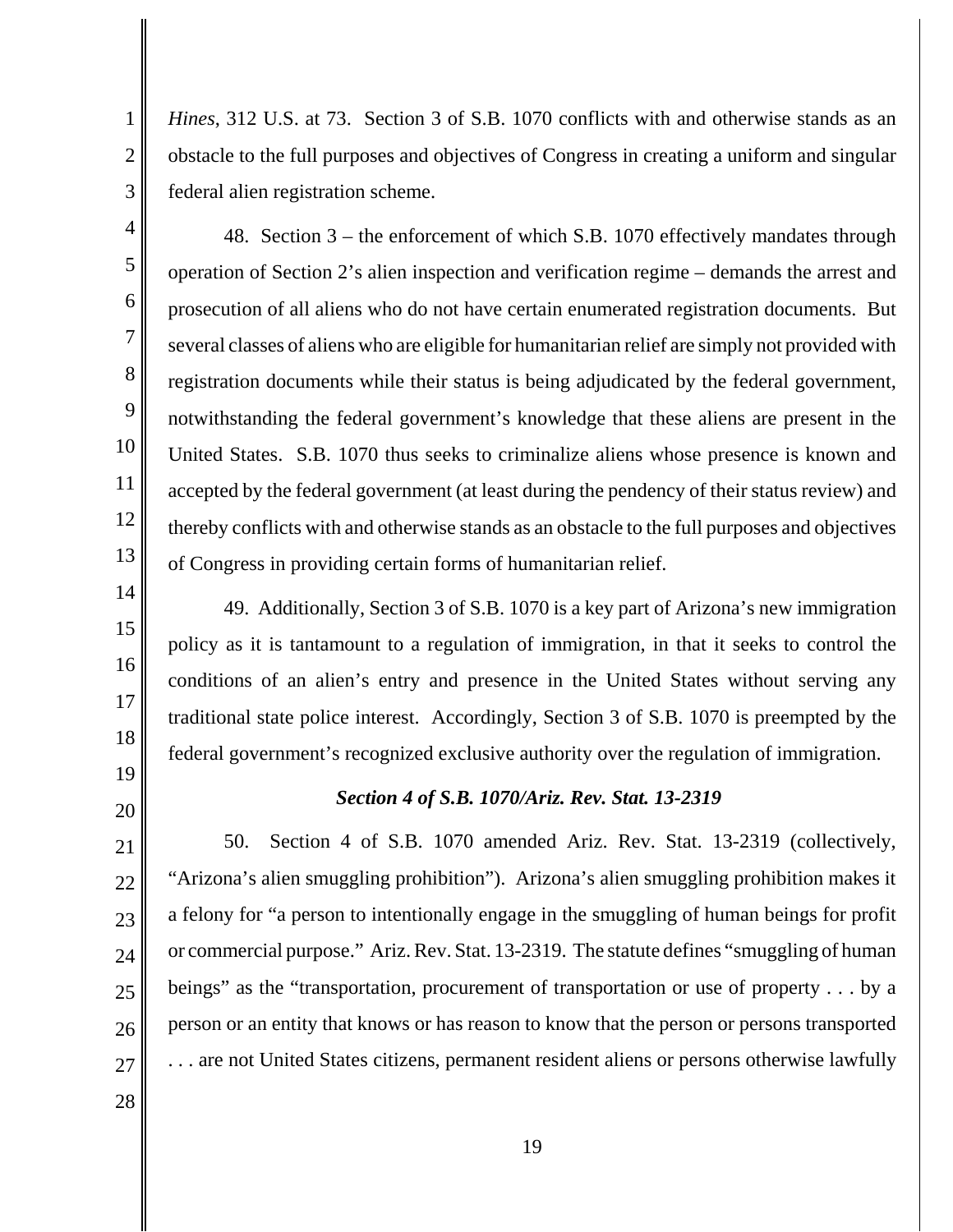*Hines*, 312 U.S. at 73. Section 3 of S.B. 1070 conflicts with and otherwise stands as an obstacle to the full purposes and objectives of Congress in creating a uniform and singular federal alien registration scheme.

48. Section 3 – the enforcement of which S.B. 1070 effectively mandates through operation of Section 2's alien inspection and verification regime – demands the arrest and prosecution of all aliens who do not have certain enumerated registration documents. But several classes of aliens who are eligible for humanitarian relief are simply not provided with registration documents while their status is being adjudicated by the federal government, notwithstanding the federal government's knowledge that these aliens are present in the United States. S.B. 1070 thus seeks to criminalize aliens whose presence is known and accepted by the federal government (at least during the pendency of their status review) and thereby conflicts with and otherwise stands as an obstacle to the full purposes and objectives of Congress in providing certain forms of humanitarian relief.

49. Additionally, Section 3 of S.B. 1070 is a key part of Arizona's new immigration policy as it is tantamount to a regulation of immigration, in that it seeks to control the conditions of an alien's entry and presence in the United States without serving any traditional state police interest. Accordingly, Section 3 of S.B. 1070 is preempted by the federal government's recognized exclusive authority over the regulation of immigration.

### *Section 4 of S.B. 1070/Ariz. Rev. Stat. 13-2319*

50. Section 4 of S.B. 1070 amended Ariz. Rev. Stat. 13-2319 (collectively, "Arizona's alien smuggling prohibition"). Arizona's alien smuggling prohibition makes it a felony for "a person to intentionally engage in the smuggling of human beings for profit or commercial purpose." Ariz. Rev. Stat. 13-2319. The statute defines "smuggling of human beings" as the "transportation, procurement of transportation or use of property . . . by a person or an entity that knows or has reason to know that the person or persons transported . . . are not United States citizens, permanent resident aliens or persons otherwise lawfully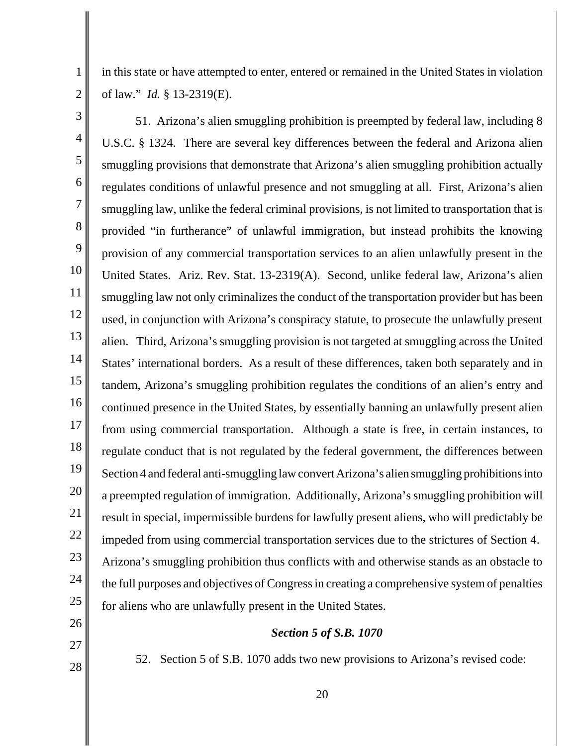in this state or have attempted to enter, entered or remained in the United States in violation of law." *Id.* § 13-2319(E).

51. Arizona's alien smuggling prohibition is preempted by federal law, including 8 U.S.C. § 1324. There are several key differences between the federal and Arizona alien smuggling provisions that demonstrate that Arizona's alien smuggling prohibition actually regulates conditions of unlawful presence and not smuggling at all. First, Arizona's alien smuggling law, unlike the federal criminal provisions, is not limited to transportation that is provided "in furtherance" of unlawful immigration, but instead prohibits the knowing provision of any commercial transportation services to an alien unlawfully present in the United States. Ariz. Rev. Stat. 13-2319(A). Second, unlike federal law, Arizona's alien smuggling law not only criminalizes the conduct of the transportation provider but has been used, in conjunction with Arizona's conspiracy statute, to prosecute the unlawfully present alien. Third, Arizona's smuggling provision is not targeted at smuggling across the United States' international borders. As a result of these differences, taken both separately and in tandem, Arizona's smuggling prohibition regulates the conditions of an alien's entry and continued presence in the United States, by essentially banning an unlawfully present alien from using commercial transportation. Although a state is free, in certain instances, to regulate conduct that is not regulated by the federal government, the differences between Section 4 and federal anti-smuggling law convert Arizona's alien smuggling prohibitions into a preempted regulation of immigration. Additionally, Arizona's smuggling prohibition will result in special, impermissible burdens for lawfully present aliens, who will predictably be impeded from using commercial transportation services due to the strictures of Section 4. Arizona's smuggling prohibition thus conflicts with and otherwise stands as an obstacle to the full purposes and objectives of Congress in creating a comprehensive system of penalties for aliens who are unlawfully present in the United States.

### ***Section 5 of S.B. 1070***

52. Section 5 of S.B. 1070 adds two new provisions to Arizona's revised code: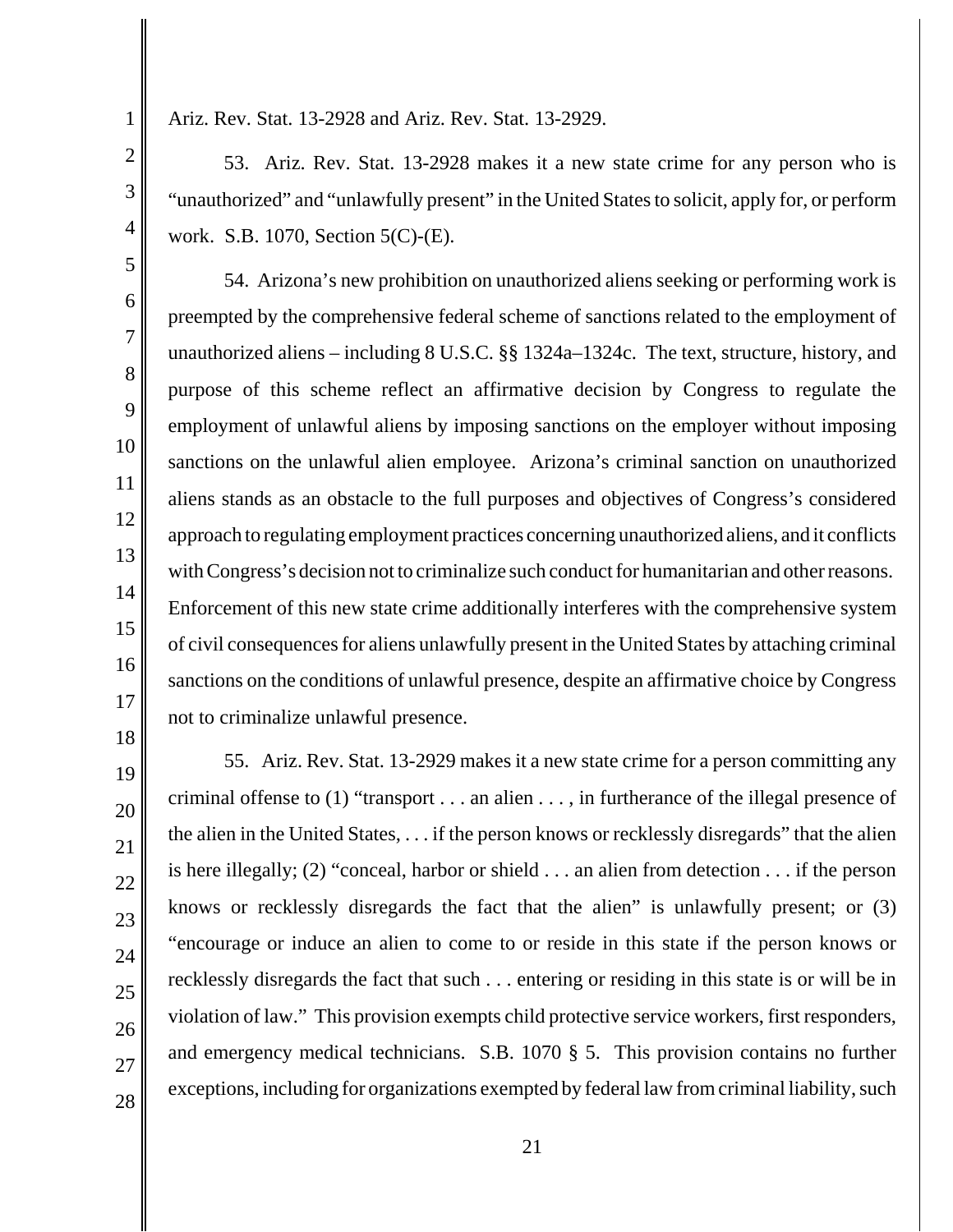Ariz. Rev. Stat. 13-2928 and Ariz. Rev. Stat. 13-2929.

53. Ariz. Rev. Stat. 13-2928 makes it a new state crime for any person who is "unauthorized" and "unlawfully present" in the United States to solicit, apply for, or perform work. S.B. 1070, Section 5(C)-(E).

54. Arizona's new prohibition on unauthorized aliens seeking or performing work is preempted by the comprehensive federal scheme of sanctions related to the employment of unauthorized aliens – including 8 U.S.C. §§ 1324a–1324c. The text, structure, history, and purpose of this scheme reflect an affirmative decision by Congress to regulate the employment of unlawful aliens by imposing sanctions on the employer without imposing sanctions on the unlawful alien employee. Arizona's criminal sanction on unauthorized aliens stands as an obstacle to the full purposes and objectives of Congress's considered approach to regulating employment practices concerning unauthorized aliens, and it conflicts with Congress's decision not to criminalize such conduct for humanitarian and other reasons. Enforcement of this new state crime additionally interferes with the comprehensive system of civil consequences for aliens unlawfully present in the United States by attaching criminal sanctions on the conditions of unlawful presence, despite an affirmative choice by Congress not to criminalize unlawful presence.

55. Ariz. Rev. Stat. 13-2929 makes it a new state crime for a person committing any criminal offense to (1) "transport . . . an alien . . . , in furtherance of the illegal presence of the alien in the United States, . . . if the person knows or recklessly disregards" that the alien is here illegally; (2) "conceal, harbor or shield . . . an alien from detection . . . if the person knows or recklessly disregards the fact that the alien" is unlawfully present; or (3) "encourage or induce an alien to come to or reside in this state if the person knows or recklessly disregards the fact that such . . . entering or residing in this state is or will be in violation of law." This provision exempts child protective service workers, first responders, and emergency medical technicians. S.B. 1070 § 5. This provision contains no further exceptions, including for organizations exempted by federal law from criminal liability, such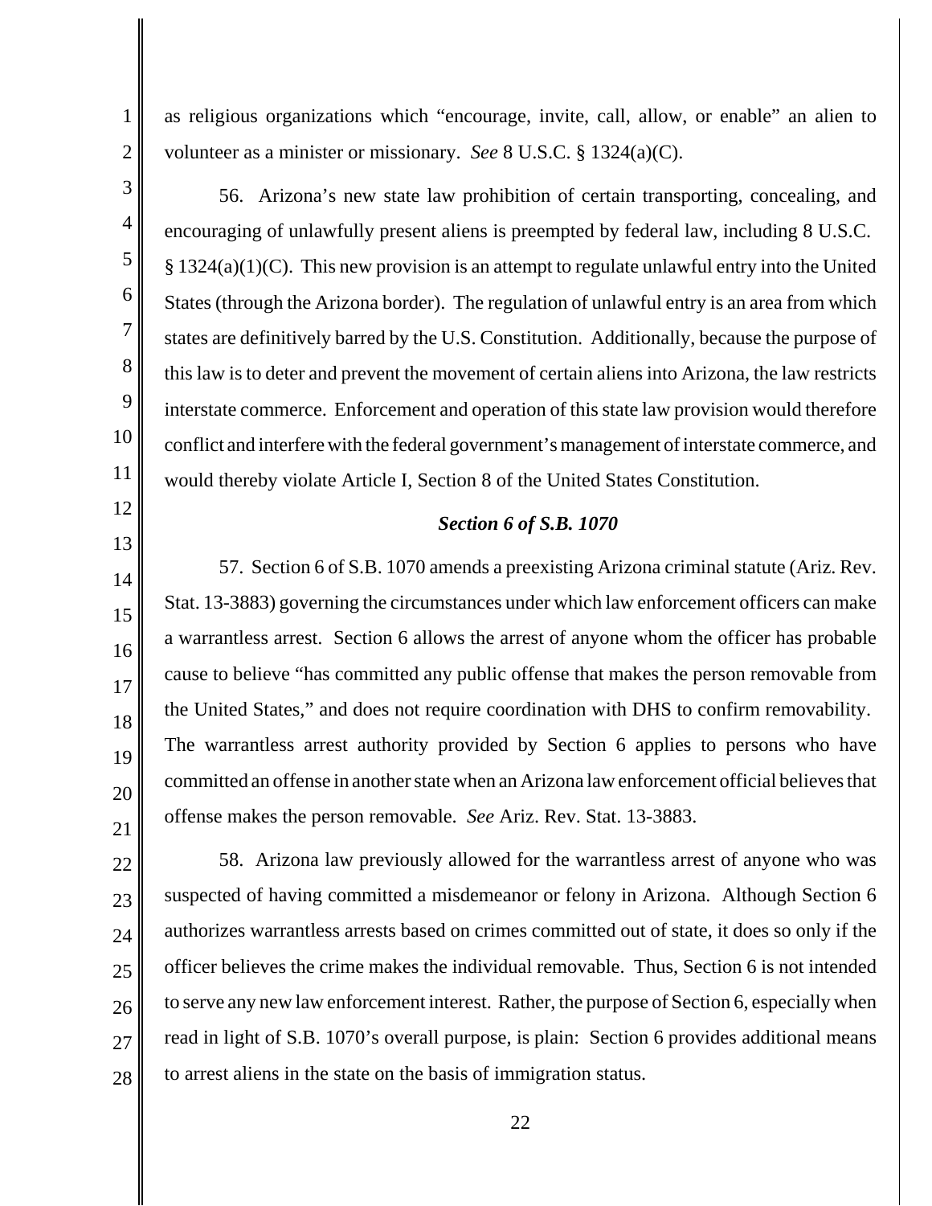as religious organizations which "encourage, invite, call, allow, or enable" an alien to volunteer as a minister or missionary. *See* 8 U.S.C. § 1324(a)(C).

56. Arizona's new state law prohibition of certain transporting, concealing, and encouraging of unlawfully present aliens is preempted by federal law, including 8 U.S.C. § 1324(a)(1)(C). This new provision is an attempt to regulate unlawful entry into the United States (through the Arizona border). The regulation of unlawful entry is an area from which states are definitively barred by the U.S. Constitution. Additionally, because the purpose of this law is to deter and prevent the movement of certain aliens into Arizona, the law restricts interstate commerce. Enforcement and operation of this state law provision would therefore conflict and interfere with the federal government's management of interstate commerce, and would thereby violate Article I, Section 8 of the United States Constitution.

***Section 6 of S.B. 1070***

57. Section 6 of S.B. 1070 amends a preexisting Arizona criminal statute (Ariz. Rev. Stat. 13-3883) governing the circumstances under which law enforcement officers can make a warrantless arrest. Section 6 allows the arrest of anyone whom the officer has probable cause to believe "has committed any public offense that makes the person removable from the United States," and does not require coordination with DHS to confirm removability. The warrantless arrest authority provided by Section 6 applies to persons who have committed an offense in another state when an Arizona law enforcement official believes that offense makes the person removable. *See* Ariz. Rev. Stat. 13-3883.

58. Arizona law previously allowed for the warrantless arrest of anyone who was suspected of having committed a misdemeanor or felony in Arizona. Although Section 6 authorizes warrantless arrests based on crimes committed out of state, it does so only if the officer believes the crime makes the individual removable. Thus, Section 6 is not intended to serve any new law enforcement interest. Rather, the purpose of Section 6, especially when read in light of S.B. 1070's overall purpose, is plain: Section 6 provides additional means to arrest aliens in the state on the basis of immigration status.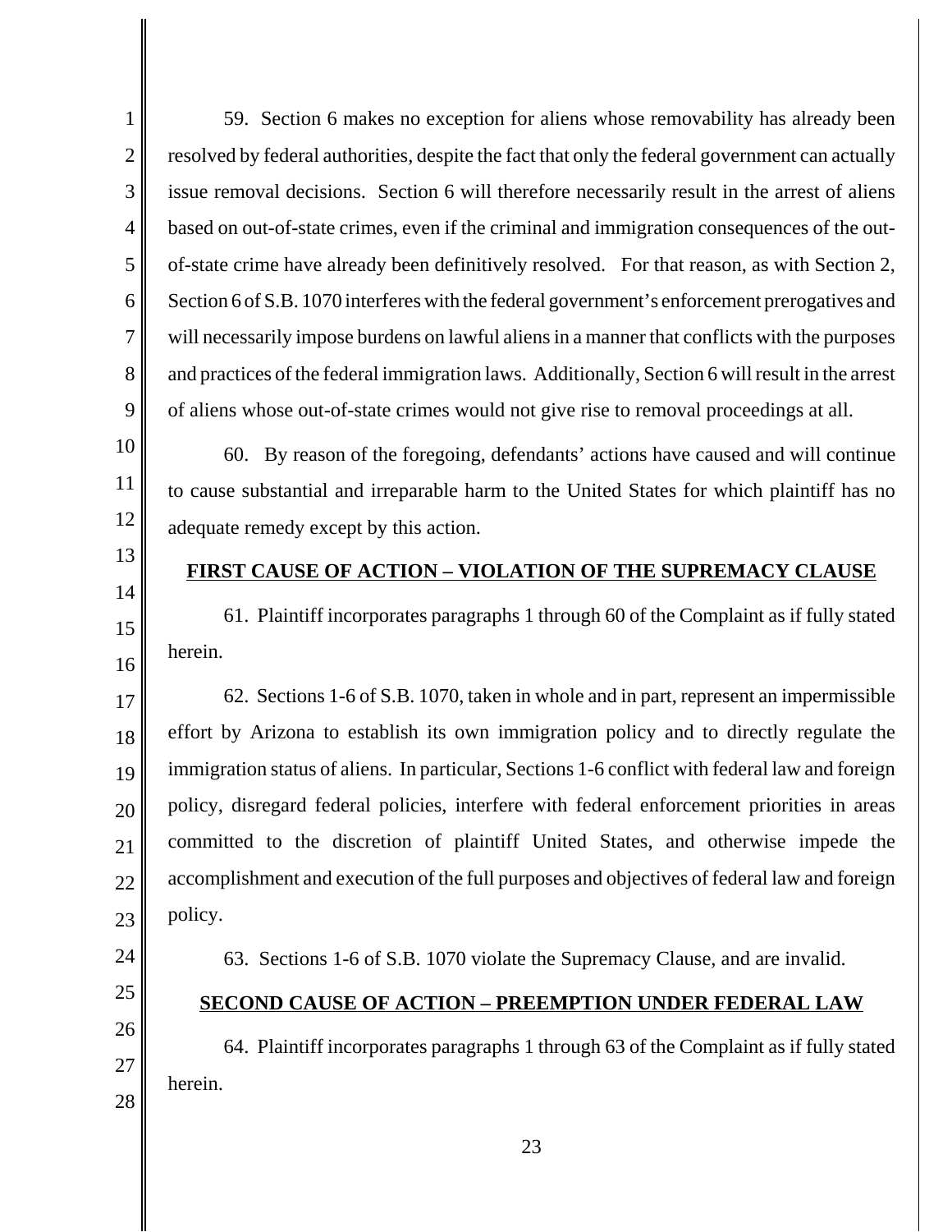59. Section 6 makes no exception for aliens whose removability has already been resolved by federal authorities, despite the fact that only the federal government can actually issue removal decisions. Section 6 will therefore necessarily result in the arrest of aliens based on out-of-state crimes, even if the criminal and immigration consequences of the out-of-state crime have already been definitively resolved. For that reason, as with Section 2, Section 6 of S.B. 1070 interferes with the federal government's enforcement prerogatives and will necessarily impose burdens on lawful aliens in a manner that conflicts with the purposes and practices of the federal immigration laws. Additionally, Section 6 will result in the arrest of aliens whose out-of-state crimes would not give rise to removal proceedings at all.

60. By reason of the foregoing, defendants' actions have caused and will continue to cause substantial and irreparable harm to the United States for which plaintiff has no adequate remedy except by this action.

## FIRST CAUSE OF ACTION – VIOLATION OF THE SUPREMACY CLAUSE

61. Plaintiff incorporates paragraphs 1 through 60 of the Complaint as if fully stated herein.

62. Sections 1-6 of S.B. 1070, taken in whole and in part, represent an impermissible effort by Arizona to establish its own immigration policy and to directly regulate the immigration status of aliens. In particular, Sections 1-6 conflict with federal law and foreign policy, disregard federal policies, interfere with federal enforcement priorities in areas committed to the discretion of plaintiff United States, and otherwise impede the accomplishment and execution of the full purposes and objectives of federal law and foreign policy.

63. Sections 1-6 of S.B. 1070 violate the Supremacy Clause, and are invalid.

## SECOND CAUSE OF ACTION – PREEMPTION UNDER FEDERAL LAW

64. Plaintiff incorporates paragraphs 1 through 63 of the Complaint as if fully stated herein.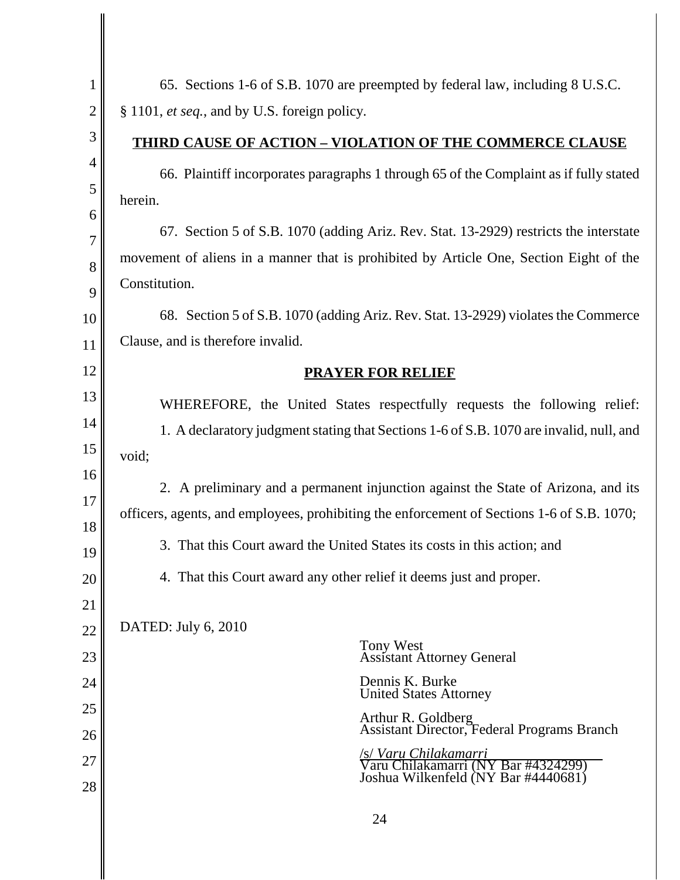65. Sections 1-6 of S.B. 1070 are preempted by federal law, including 8 U.S.C. § 1101, *et seq.*, and by U.S. foreign policy.

**THIRD CAUSE OF ACTION – VIOLATION OF THE COMMERCE CLAUSE**

66. Plaintiff incorporates paragraphs 1 through 65 of the Complaint as if fully stated herein.

67. Section 5 of S.B. 1070 (adding Ariz. Rev. Stat. 13-2929) restricts the interstate movement of aliens in a manner that is prohibited by Article One, Section Eight of the Constitution.

68. Section 5 of S.B. 1070 (adding Ariz. Rev. Stat. 13-2929) violates the Commerce Clause, and is therefore invalid.

**PRAYER FOR RELIEF**

WHEREFORE, the United States respectfully requests the following relief:

1. A declaratory judgment stating that Sections 1-6 of S.B. 1070 are invalid, null, and void;

2. A preliminary and a permanent injunction against the State of Arizona, and its officers, agents, and employees, prohibiting the enforcement of Sections 1-6 of S.B. 1070;

3. That this Court award the United States its costs in this action; and

4. That this Court award any other relief it deems just and proper.

DATED: July 6, 2010

Tony West
Assistant Attorney General

Dennis K. Burke
United States Attorney

Arthur R. Goldberg
Assistant Director, Federal Programs Branch

/s/ *Varu Chilakamarri*
Varu Chilakamarri (NY Bar #4324299)
Joshua Wilkenfeld (NY Bar #4440681)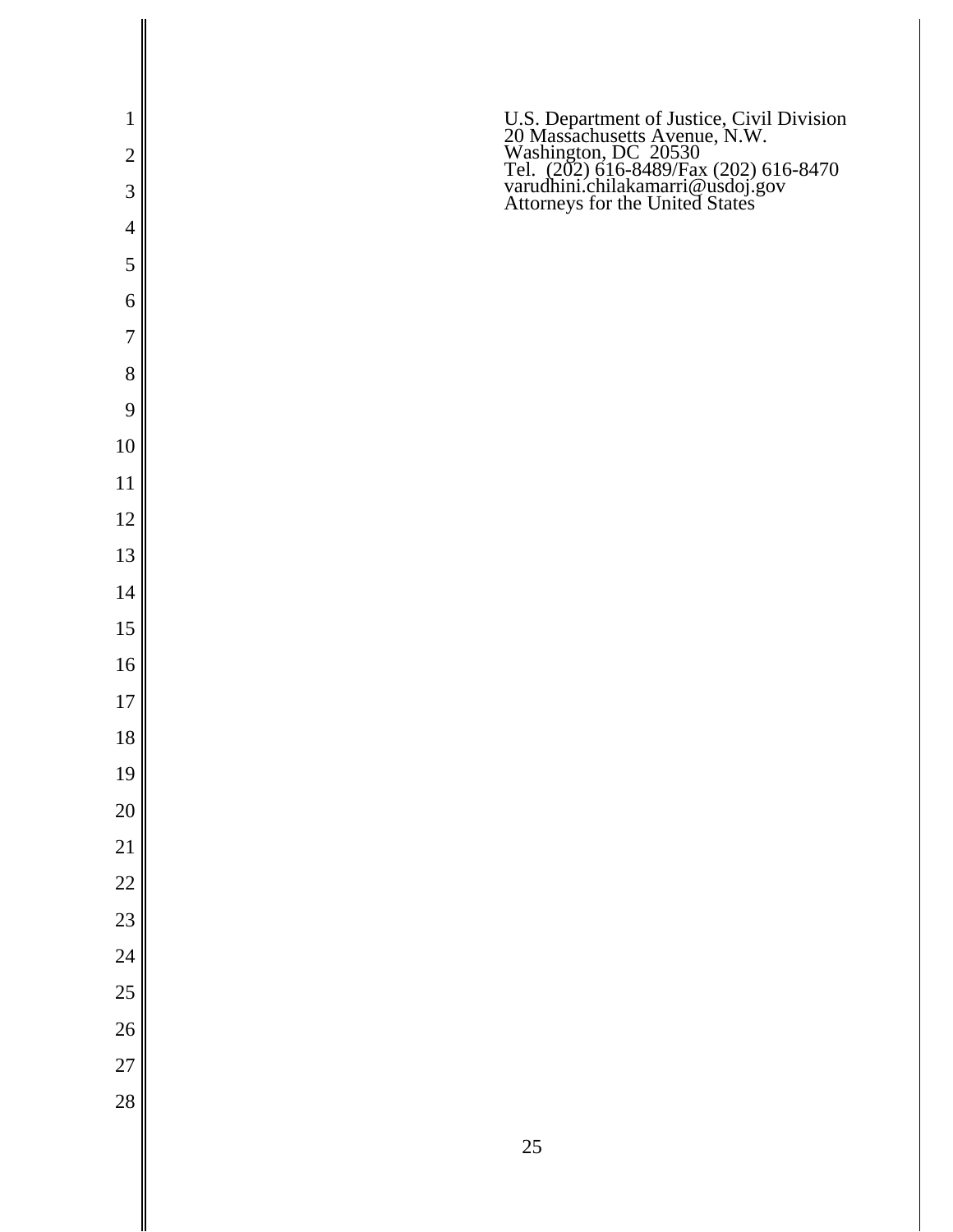U.S. Department of Justice, Civil Division
20 Massachusetts Avenue, N.W.
Washington, DC 20530
Tel. (202) 616-8489/Fax (202) 616-8470
varudhini.chilakamarri@usdoj.gov
Attorneys for the United States